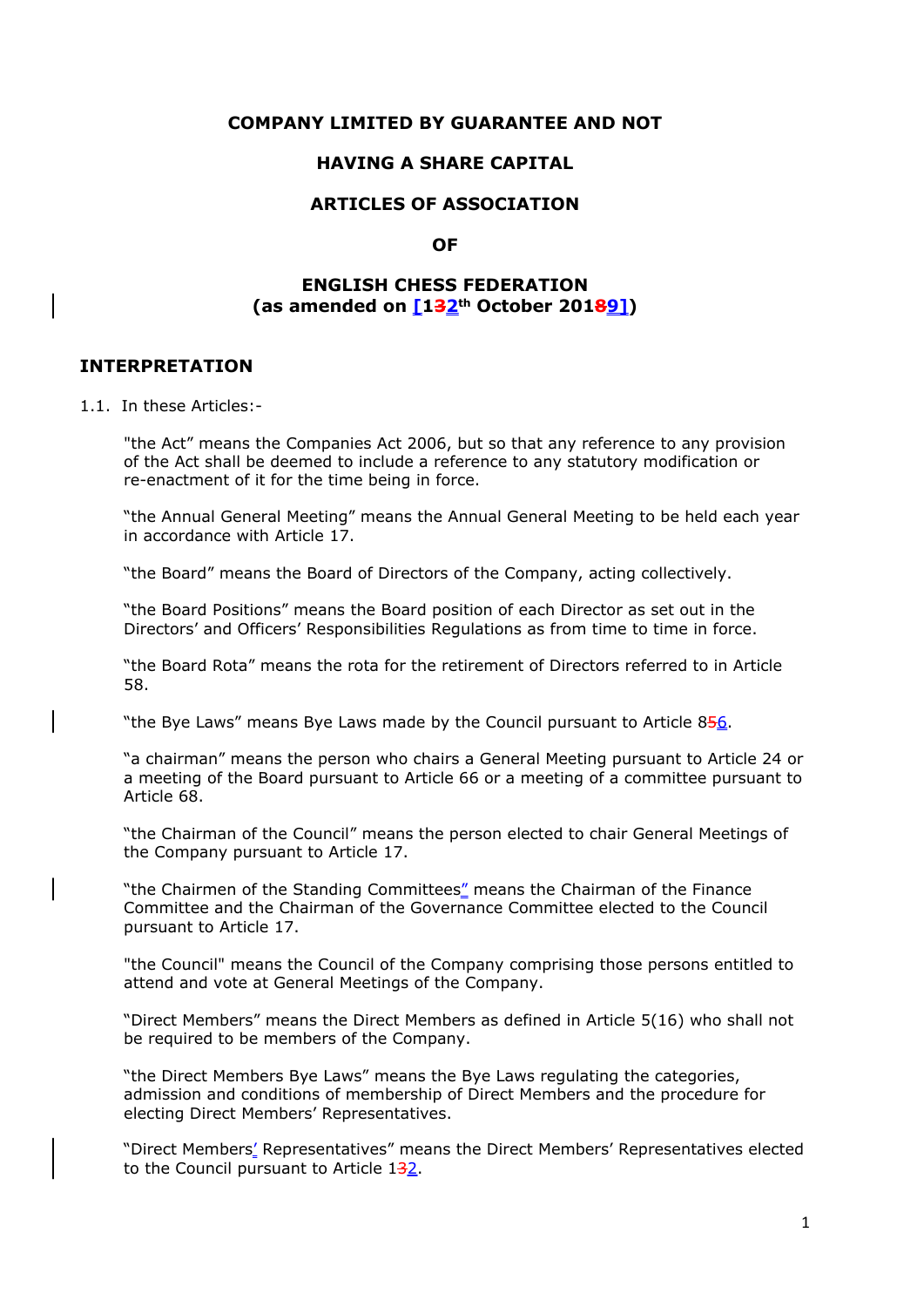**COMPANY LIMITED BY GUARANTEE AND NOT**

**HAVING A SHARE CAPITAL**

**ARTICLES OF ASSOCIATION**

**OF**

**ENGLISH CHESS FEDERATION**
**(as amended on [1~~3~~2th October 201~~8~~9])**

## INTERPRETATION

1.1. In these Articles:-

"the Act" means the Companies Act 2006, but so that any reference to any provision of the Act shall be deemed to include a reference to any statutory modification or re-enactment of it for the time being in force.

"the Annual General Meeting" means the Annual General Meeting to be held each year in accordance with Article 17.

"the Board" means the Board of Directors of the Company, acting collectively.

"the Board Positions" means the Board position of each Director as set out in the Directors' and Officers' Responsibilities Regulations as from time to time in force.

"the Board Rota" means the rota for the retirement of Directors referred to in Article 58.

"the Bye Laws" means Bye Laws made by the Council pursuant to Article 8~~5~~6.

"a chairman" means the person who chairs a General Meeting pursuant to Article 24 or a meeting of the Board pursuant to Article 66 or a meeting of a committee pursuant to Article 68.

"the Chairman of the Council" means the person elected to chair General Meetings of the Company pursuant to Article 17.

"the Chairmen of the Standing Committees" means the Chairman of the Finance Committee and the Chairman of the Governance Committee elected to the Council pursuant to Article 17.

"the Council" means the Council of the Company comprising those persons entitled to attend and vote at General Meetings of the Company.

"Direct Members" means the Direct Members as defined in Article 5(16) who shall not be required to be members of the Company.

"the Direct Members Bye Laws" means the Bye Laws regulating the categories, admission and conditions of membership of Direct Members and the procedure for electing Direct Members' Representatives.

"Direct Members' Representatives" means the Direct Members' Representatives elected to the Council pursuant to Article 1~~3~~2.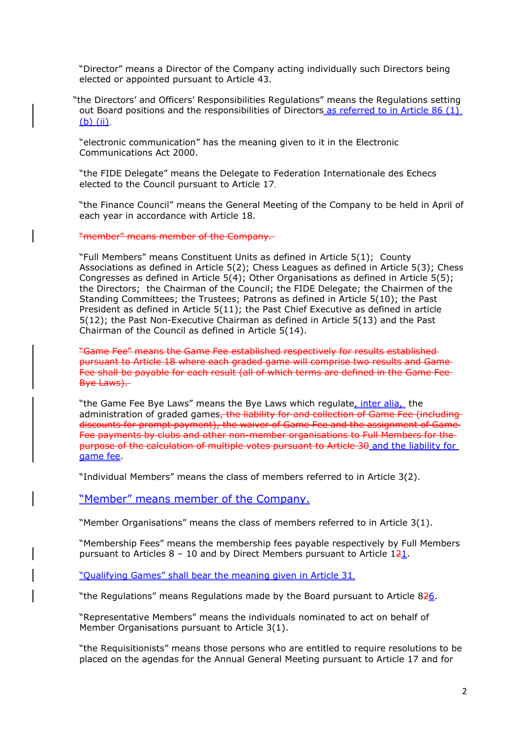"Director" means a Director of the Company acting individually such Directors being elected or appointed pursuant to Article 43.

"the Directors' and Officers' Responsibilities Regulations" means the Regulations setting out Board positions and the responsibilities of Directors as referred to in Article 86 (1) (b) (ii).

"electronic communication" has the meaning given to it in the Electronic Communications Act 2000.

"the FIDE Delegate" means the Delegate to Federation Internationale des Echecs elected to the Council pursuant to Article 17.

"the Finance Council" means the General Meeting of the Company to be held in April of each year in accordance with Article 18.

~~"member" means member of the Company.~~

"Full Members" means Constituent Units as defined in Article 5(1); County Associations as defined in Article 5(2); Chess Leagues as defined in Article 5(3); Chess Congresses as defined in Article 5(4); Other Organisations as defined in Article 5(5); the Directors; the Chairman of the Council; the FIDE Delegate; the Chairmen of the Standing Committees; the Trustees; Patrons as defined in Article 5(10); the Past President as defined in Article 5(11); the Past Chief Executive as defined in article 5(12); the Past Non-Executive Chairman as defined in Article 5(13) and the Past Chairman of the Council as defined in Article 5(14).

~~"Game Fee" means the Game Fee established respectively for results established pursuant to Article 18 where each graded game will comprise two results and Game Fee shall be payable for each result (all of which terms are defined in the Game Fee Bye Laws).~~

"the Game Fee Bye Laws" means the Bye Laws which regulate, inter alia, the administration of graded games~~, the liability for and collection of Game Fee (including discounts for prompt payment), the waiver of Game Fee and the assignment of Game Fee payments by clubs and other non-member organisations to Full Members for the purpose of the calculation of multiple votes pursuant to Article 30~~ and the liability for game fee.

"Individual Members" means the class of members referred to in Article 3(2).

"Member" means member of the Company.

"Member Organisations" means the class of members referred to in Article 3(1).

"Membership Fees" means the membership fees payable respectively by Full Members pursuant to Articles 8 – 10 and by Direct Members pursuant to Article 1~~2~~1.

"Qualifying Games" shall bear the meaning given in Article 31.

"the Regulations" means Regulations made by the Board pursuant to Article 8~~2~~6.

"Representative Members" means the individuals nominated to act on behalf of Member Organisations pursuant to Article 3(1).

"the Requisitionists" means those persons who are entitled to require resolutions to be placed on the agendas for the Annual General Meeting pursuant to Article 17 and for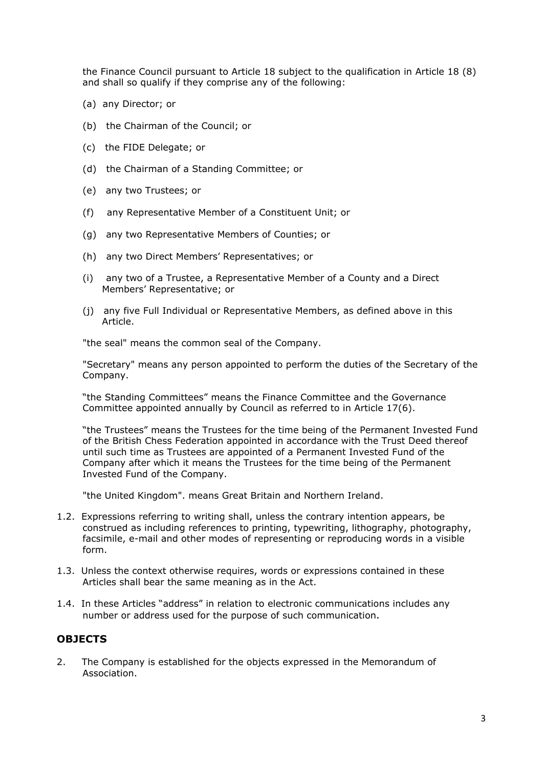the Finance Council pursuant to Article 18 subject to the qualification in Article 18 (8) and shall so qualify if they comprise any of the following:

(a) any Director; or

(b) the Chairman of the Council; or

(c) the FIDE Delegate; or

(d) the Chairman of a Standing Committee; or

(e) any two Trustees; or

(f) any Representative Member of a Constituent Unit; or

(g) any two Representative Members of Counties; or

(h) any two Direct Members' Representatives; or

(i) any two of a Trustee, a Representative Member of a County and a Direct Members' Representative; or

(j) any five Full Individual or Representative Members, as defined above in this Article.

"the seal" means the common seal of the Company.

"Secretary" means any person appointed to perform the duties of the Secretary of the Company.

"the Standing Committees" means the Finance Committee and the Governance Committee appointed annually by Council as referred to in Article 17(6).

"the Trustees" means the Trustees for the time being of the Permanent Invested Fund of the British Chess Federation appointed in accordance with the Trust Deed thereof until such time as Trustees are appointed of a Permanent Invested Fund of the Company after which it means the Trustees for the time being of the Permanent Invested Fund of the Company.

"the United Kingdom". means Great Britain and Northern Ireland.

1.2. Expressions referring to writing shall, unless the contrary intention appears, be construed as including references to printing, typewriting, lithography, photography, facsimile, e-mail and other modes of representing or reproducing words in a visible form.

1.3. Unless the context otherwise requires, words or expressions contained in these Articles shall bear the same meaning as in the Act.

1.4. In these Articles "address" in relation to electronic communications includes any number or address used for the purpose of such communication.

## OBJECTS

2. The Company is established for the objects expressed in the Memorandum of Association.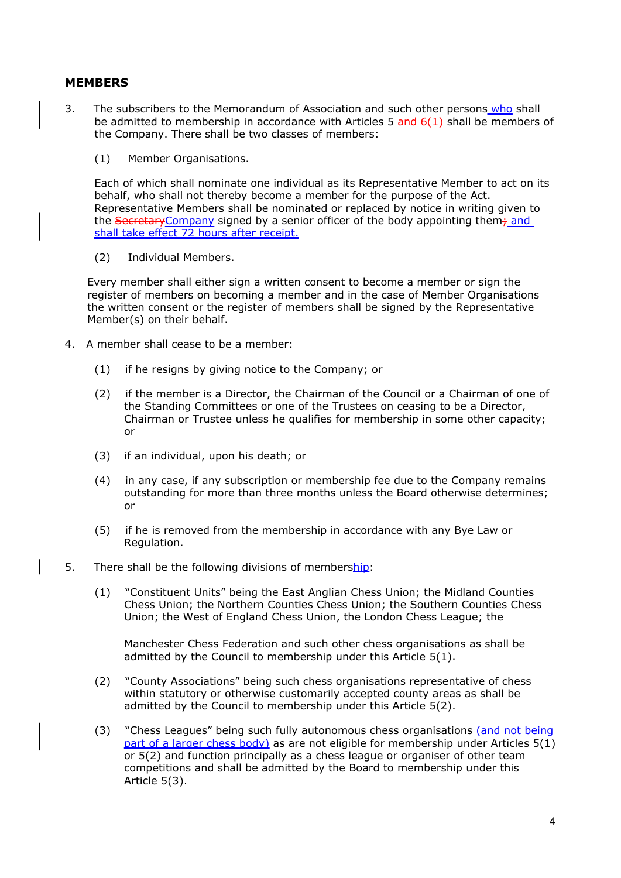## MEMBERS

3. The subscribers to the Memorandum of Association and such other persons who shall be admitted to membership in accordance with Articles 5 ~~and 6(1)~~ shall be members of the Company. There shall be two classes of members:

   (1) Member Organisations.

   Each of which shall nominate one individual as its Representative Member to act on its behalf, who shall not thereby become a member for the purpose of the Act. Representative Members shall be nominated or replaced by notice in writing given to the ~~Secretary~~Company signed by a senior officer of the body appointing them~~;~~ and shall take effect 72 hours after receipt.

   (2) Individual Members.

   Every member shall either sign a written consent to become a member or sign the register of members on becoming a member and in the case of Member Organisations the written consent or the register of members shall be signed by the Representative Member(s) on their behalf.

4. A member shall cease to be a member:

   (1) if he resigns by giving notice to the Company; or

   (2) if the member is a Director, the Chairman of the Council or a Chairman of one of the Standing Committees or one of the Trustees on ceasing to be a Director, Chairman or Trustee unless he qualifies for membership in some other capacity; or

   (3) if an individual, upon his death; or

   (4) in any case, if any subscription or membership fee due to the Company remains outstanding for more than three months unless the Board otherwise determines; or

   (5) if he is removed from the membership in accordance with any Bye Law or Regulation.

5. There shall be the following divisions of membership:

   (1) "Constituent Units" being the East Anglian Chess Union; the Midland Counties Chess Union; the Northern Counties Chess Union; the Southern Counties Chess Union; the West of England Chess Union, the London Chess League; the Manchester Chess Federation and such other chess organisations as shall be admitted by the Council to membership under this Article 5(1).

   (2) "County Associations" being such chess organisations representative of chess within statutory or otherwise customarily accepted county areas as shall be admitted by the Council to membership under this Article 5(2).

   (3) "Chess Leagues" being such fully autonomous chess organisations (and not being part of a larger chess body) as are not eligible for membership under Articles 5(1) or 5(2) and function principally as a chess league or organiser of other team competitions and shall be admitted by the Board to membership under this Article 5(3).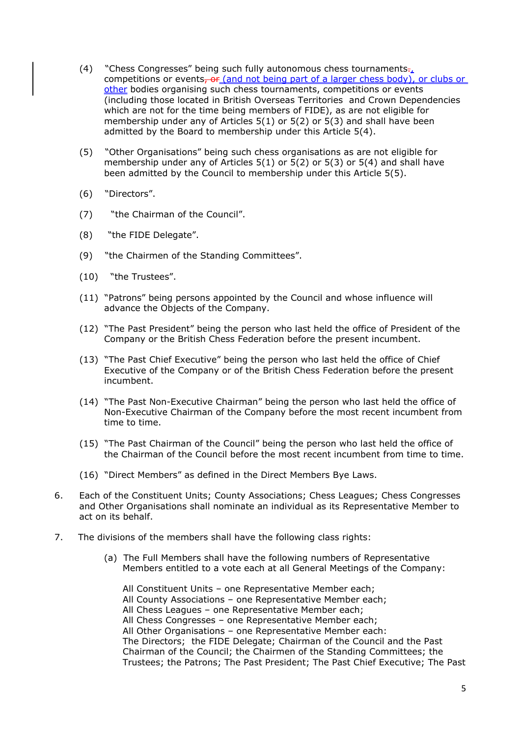(4) "Chess Congresses" being such fully autonomous chess tournaments., competitions or events, or (and not being part of a larger chess body), or clubs or other bodies organising such chess tournaments, competitions or events (including those located in British Overseas Territories and Crown Dependencies which are not for the time being members of FIDE), as are not eligible for membership under any of Articles 5(1) or 5(2) or 5(3) and shall have been admitted by the Board to membership under this Article 5(4).

(5) "Other Organisations" being such chess organisations as are not eligible for membership under any of Articles 5(1) or 5(2) or 5(3) or 5(4) and shall have been admitted by the Council to membership under this Article 5(5).

(6) "Directors".

(7) "the Chairman of the Council".

(8) "the FIDE Delegate".

(9) "the Chairmen of the Standing Committees".

(10) "the Trustees".

(11) "Patrons" being persons appointed by the Council and whose influence will advance the Objects of the Company.

(12) "The Past President" being the person who last held the office of President of the Company or the British Chess Federation before the present incumbent.

(13) "The Past Chief Executive" being the person who last held the office of Chief Executive of the Company or of the British Chess Federation before the present incumbent.

(14) "The Past Non-Executive Chairman" being the person who last held the office of Non-Executive Chairman of the Company before the most recent incumbent from time to time.

(15) "The Past Chairman of the Council" being the person who last held the office of the Chairman of the Council before the most recent incumbent from time to time.

(16) "Direct Members" as defined in the Direct Members Bye Laws.

6. Each of the Constituent Units; County Associations; Chess Leagues; Chess Congresses and Other Organisations shall nominate an individual as its Representative Member to act on its behalf.

7. The divisions of the members shall have the following class rights:

(a) The Full Members shall have the following numbers of Representative Members entitled to a vote each at all General Meetings of the Company:

All Constituent Units – one Representative Member each;
All County Associations – one Representative Member each;
All Chess Leagues – one Representative Member each;
All Chess Congresses – one Representative Member each;
All Other Organisations – one Representative Member each:
The Directors; the FIDE Delegate; Chairman of the Council and the Past Chairman of the Council; the Chairmen of the Standing Committees; the Trustees; the Patrons; The Past President; The Past Chief Executive; The Past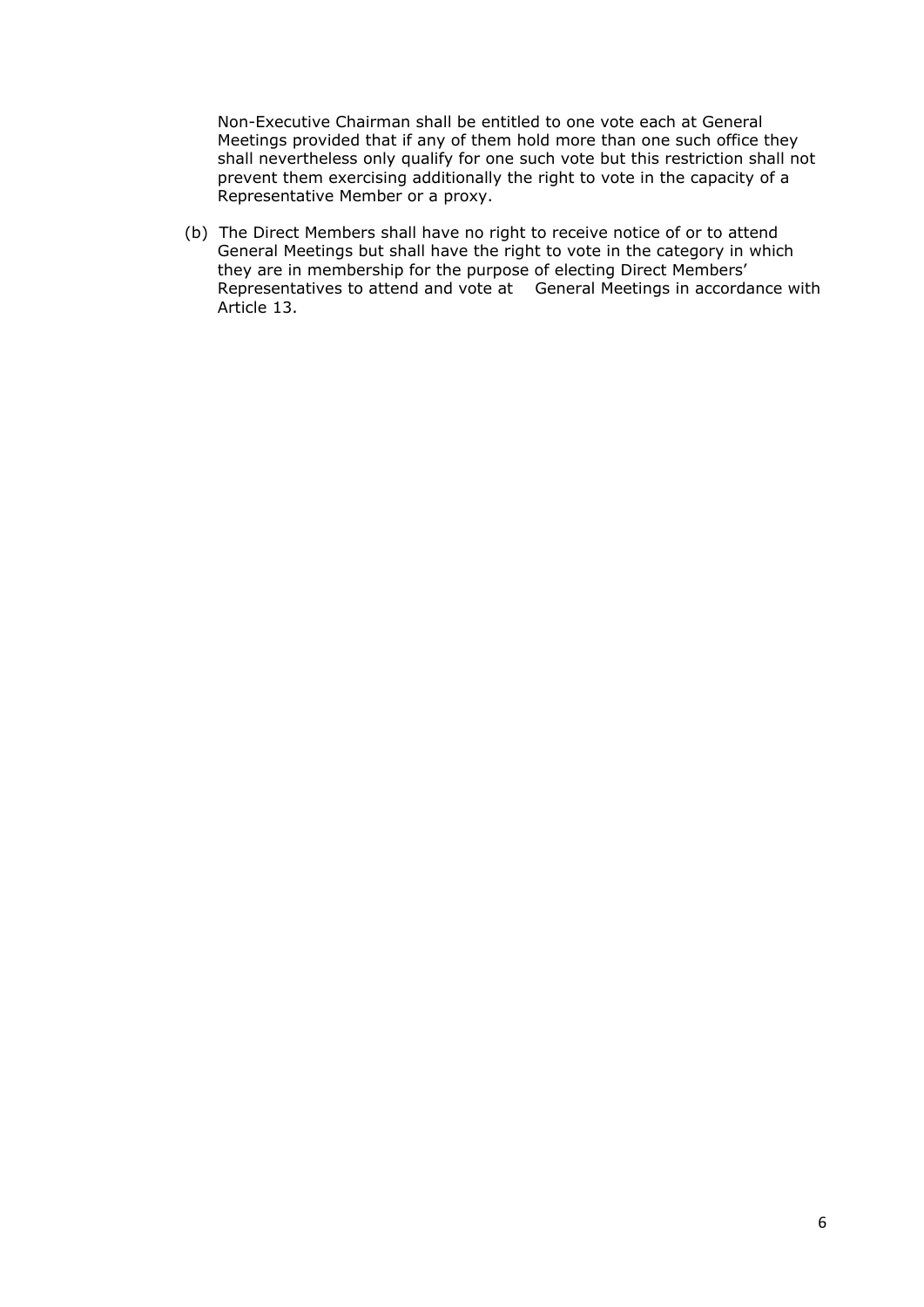Non-Executive Chairman shall be entitled to one vote each at General Meetings provided that if any of them hold more than one such office they shall nevertheless only qualify for one such vote but this restriction shall not prevent them exercising additionally the right to vote in the capacity of a Representative Member or a proxy.

(b) The Direct Members shall have no right to receive notice of or to attend General Meetings but shall have the right to vote in the category in which they are in membership for the purpose of electing Direct Members' Representatives to attend and vote at General Meetings in accordance with Article 13.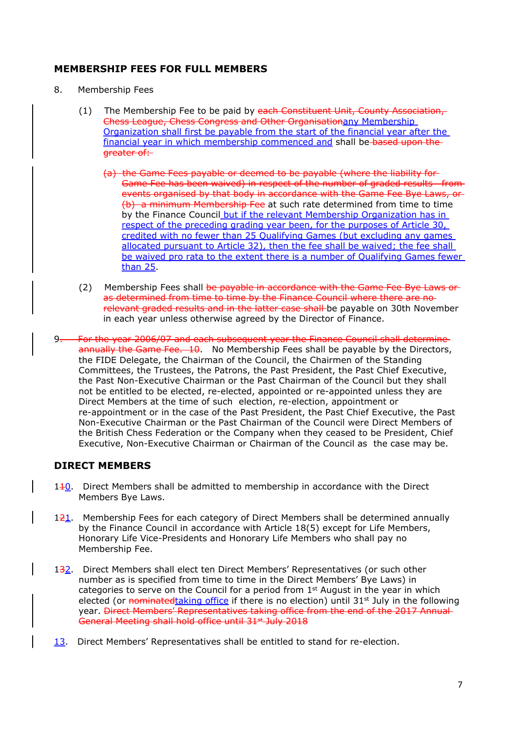## MEMBERSHIP FEES FOR FULL MEMBERS

8. Membership Fees

   (1) The Membership Fee to be paid by ~~each Constituent Unit, County Association, Chess League, Chess Congress and Other Organisation~~any Membership Organization shall first be payable from the start of the financial year after the financial year in which membership commenced and shall be ~~based upon the greater of:~~

   ~~(a) the Game Fees payable or deemed to be payable (where the liability for Game Fee has been waived) in respect of the number of graded results from events organised by that body in accordance with the Game Fee Bye Laws, or (b) a minimum Membership Fee~~ at such rate determined from time to time by the Finance Council but if the relevant Membership Organization has in respect of the preceding grading year been, for the purposes of Article 30, credited with no fewer than 25 Qualifying Games (but excluding any games allocated pursuant to Article 32), then the fee shall be waived; the fee shall be waived pro rata to the extent there is a number of Qualifying Games fewer than 25.

   (2) Membership Fees shall ~~be payable in accordance with the Game Fee Bye Laws or as determined from time to time by the Finance Council where there are no relevant graded results and in the latter case shall~~ be payable on 30th November in each year unless otherwise agreed by the Director of Finance.

9~~. For the year 2006/07 and each subsequent year the Finance Council shall determine annually the Game Fee. 10~~. No Membership Fees shall be payable by the Directors, the FIDE Delegate, the Chairman of the Council, the Chairmen of the Standing Committees, the Trustees, the Patrons, the Past President, the Past Chief Executive, the Past Non-Executive Chairman or the Past Chairman of the Council but they shall not be entitled to be elected, re-elected, appointed or re-appointed unless they are Direct Members at the time of such election, re-election, appointment or re-appointment or in the case of the Past President, the Past Chief Executive, the Past Non-Executive Chairman or the Past Chairman of the Council were Direct Members of the British Chess Federation or the Company when they ceased to be President, Chief Executive, Non-Executive Chairman or Chairman of the Council as the case may be.

## DIRECT MEMBERS

1~~1~~0. Direct Members shall be admitted to membership in accordance with the Direct Members Bye Laws.

1~~2~~1. Membership Fees for each category of Direct Members shall be determined annually by the Finance Council in accordance with Article 18(5) except for Life Members, Honorary Life Vice-Presidents and Honorary Life Members who shall pay no Membership Fee.

1~~3~~2. Direct Members shall elect ten Direct Members' Representatives (or such other number as is specified from time to time in the Direct Members' Bye Laws) in categories to serve on the Council for a period from 1st August in the year in which elected (or ~~nominated~~taking office if there is no election) until 31st July in the following year. ~~Direct Members' Representatives taking office from the end of the 2017 Annual General Meeting shall hold office until 31st July 2018~~

13. Direct Members' Representatives shall be entitled to stand for re-election.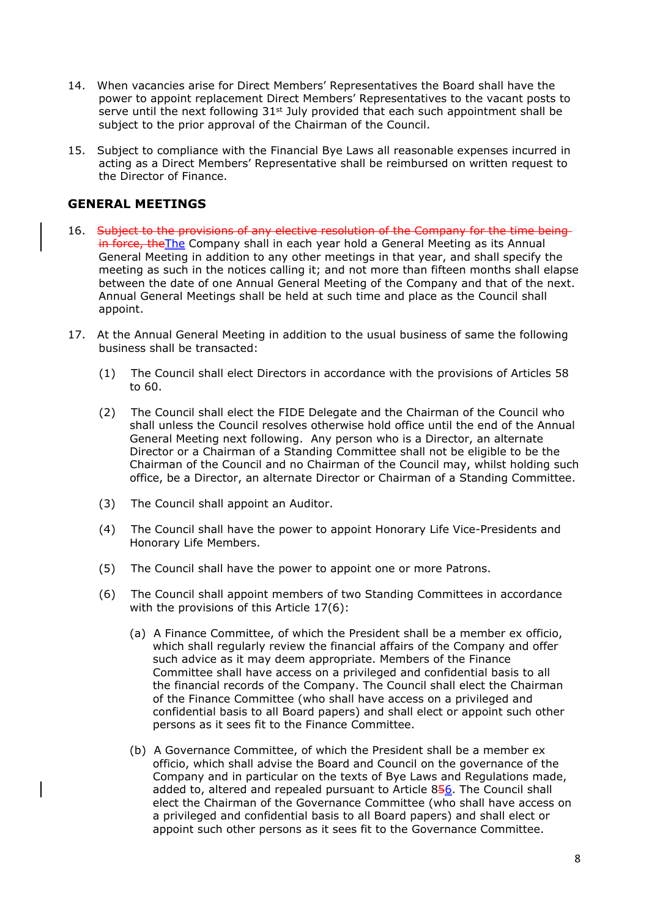14. When vacancies arise for Direct Members' Representatives the Board shall have the power to appoint replacement Direct Members' Representatives to the vacant posts to serve until the next following 31st July provided that each such appointment shall be subject to the prior approval of the Chairman of the Council.

15. Subject to compliance with the Financial Bye Laws all reasonable expenses incurred in acting as a Direct Members' Representative shall be reimbursed on written request to the Director of Finance.

## GENERAL MEETINGS

16. ~~Subject to the provisions of any elective resolution of the Company for the time being in force, the~~The Company shall in each year hold a General Meeting as its Annual General Meeting in addition to any other meetings in that year, and shall specify the meeting as such in the notices calling it; and not more than fifteen months shall elapse between the date of one Annual General Meeting of the Company and that of the next. Annual General Meetings shall be held at such time and place as the Council shall appoint.

17. At the Annual General Meeting in addition to the usual business of same the following business shall be transacted:

    (1) The Council shall elect Directors in accordance with the provisions of Articles 58 to 60.

    (2) The Council shall elect the FIDE Delegate and the Chairman of the Council who shall unless the Council resolves otherwise hold office until the end of the Annual General Meeting next following. Any person who is a Director, an alternate Director or a Chairman of a Standing Committee shall not be eligible to be the Chairman of the Council and no Chairman of the Council may, whilst holding such office, be a Director, an alternate Director or Chairman of a Standing Committee.

    (3) The Council shall appoint an Auditor.

    (4) The Council shall have the power to appoint Honorary Life Vice-Presidents and Honorary Life Members.

    (5) The Council shall have the power to appoint one or more Patrons.

    (6) The Council shall appoint members of two Standing Committees in accordance with the provisions of this Article 17(6):

        (a) A Finance Committee, of which the President shall be a member ex officio, which shall regularly review the financial affairs of the Company and offer such advice as it may deem appropriate. Members of the Finance Committee shall have access on a privileged and confidential basis to all the financial records of the Company. The Council shall elect the Chairman of the Finance Committee (who shall have access on a privileged and confidential basis to all Board papers) and shall elect or appoint such other persons as it sees fit to the Finance Committee.

        (b) A Governance Committee, of which the President shall be a member ex officio, which shall advise the Board and Council on the governance of the Company and in particular on the texts of Bye Laws and Regulations made, added to, altered and repealed pursuant to Article 8~~5~~6. The Council shall elect the Chairman of the Governance Committee (who shall have access on a privileged and confidential basis to all Board papers) and shall elect or appoint such other persons as it sees fit to the Governance Committee.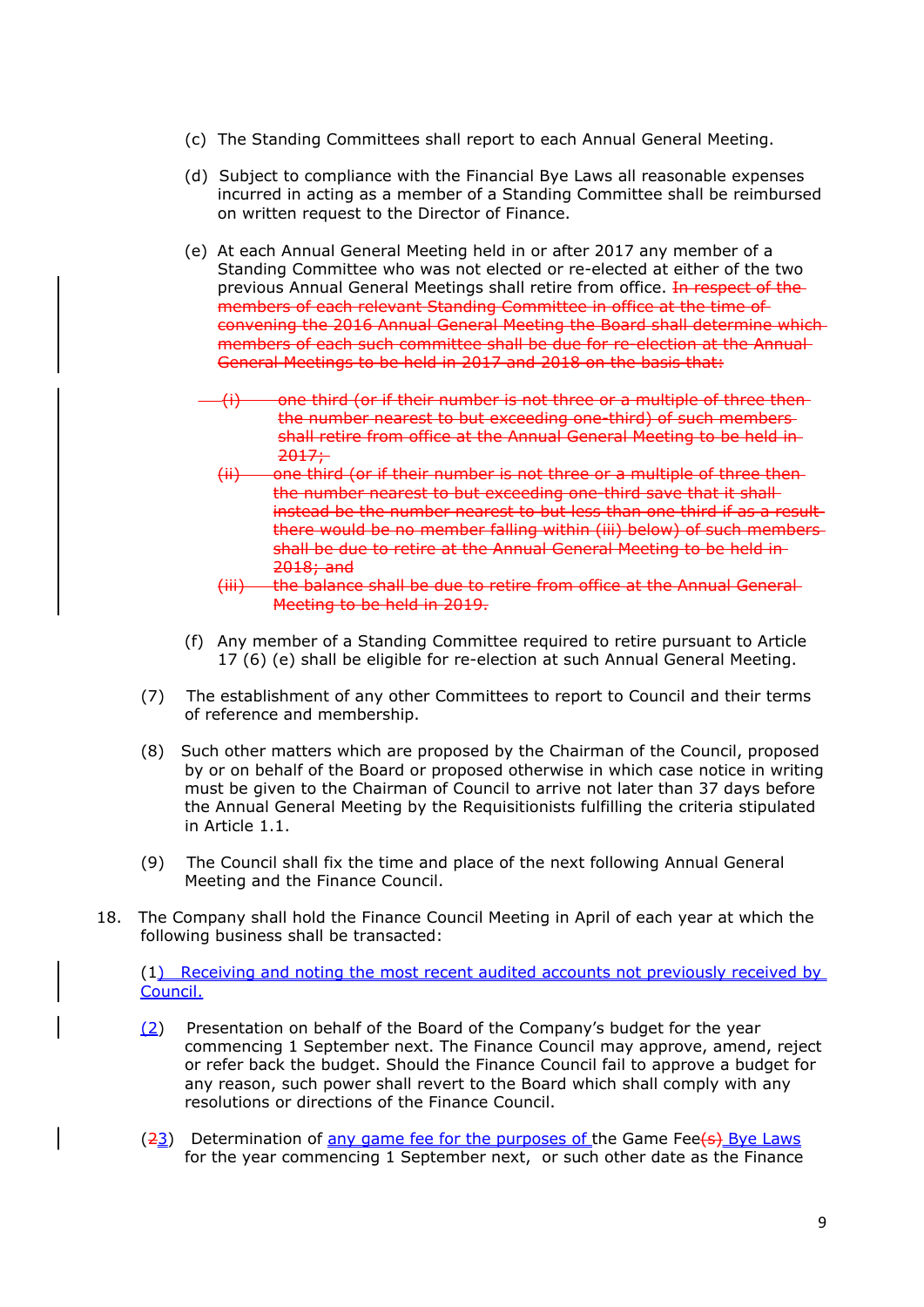(c) The Standing Committees shall report to each Annual General Meeting.

(d) Subject to compliance with the Financial Bye Laws all reasonable expenses incurred in acting as a member of a Standing Committee shall be reimbursed on written request to the Director of Finance.

(e) At each Annual General Meeting held in or after 2017 any member of a Standing Committee who was not elected or re-elected at either of the two previous Annual General Meetings shall retire from office. ~~In respect of the members of each relevant Standing Committee in office at the time of convening the 2016 Annual General Meeting the Board shall determine which members of each such committee shall be due for re-election at the Annual General Meetings to be held in 2017 and 2018 on the basis that:~~

~~(i) one third (or if their number is not three or a multiple of three then the number nearest to but exceeding one-third) of such members shall retire from office at the Annual General Meeting to be held in 2017;~~

~~(ii) one third (or if their number is not three or a multiple of three then the number nearest to but exceeding one-third save that it shall instead be the number nearest to but less than one third if as a result there would be no member falling within (iii) below) of such members shall be due to retire at the Annual General Meeting to be held in 2018; and~~

~~(iii) the balance shall be due to retire from office at the Annual General Meeting to be held in 2019.~~

(f) Any member of a Standing Committee required to retire pursuant to Article 17 (6) (e) shall be eligible for re-election at such Annual General Meeting.

(7) The establishment of any other Committees to report to Council and their terms of reference and membership.

(8) Such other matters which are proposed by the Chairman of the Council, proposed by or on behalf of the Board or proposed otherwise in which case notice in writing must be given to the Chairman of Council to arrive not later than 37 days before the Annual General Meeting by the Requisitionists fulfilling the criteria stipulated in Article 1.1.

(9) The Council shall fix the time and place of the next following Annual General Meeting and the Finance Council.

18. The Company shall hold the Finance Council Meeting in April of each year at which the following business shall be transacted:

(1) Receiving and noting the most recent audited accounts not previously received by Council.

(2) Presentation on behalf of the Board of the Company's budget for the year commencing 1 September next. The Finance Council may approve, amend, reject or refer back the budget. Should the Finance Council fail to approve a budget for any reason, such power shall revert to the Board which shall comply with any resolutions or directions of the Finance Council.

(~~2~~3) Determination of any game fee for the purposes of the Game Fee~~(s)~~ Bye Laws for the year commencing 1 September next, or such other date as the Finance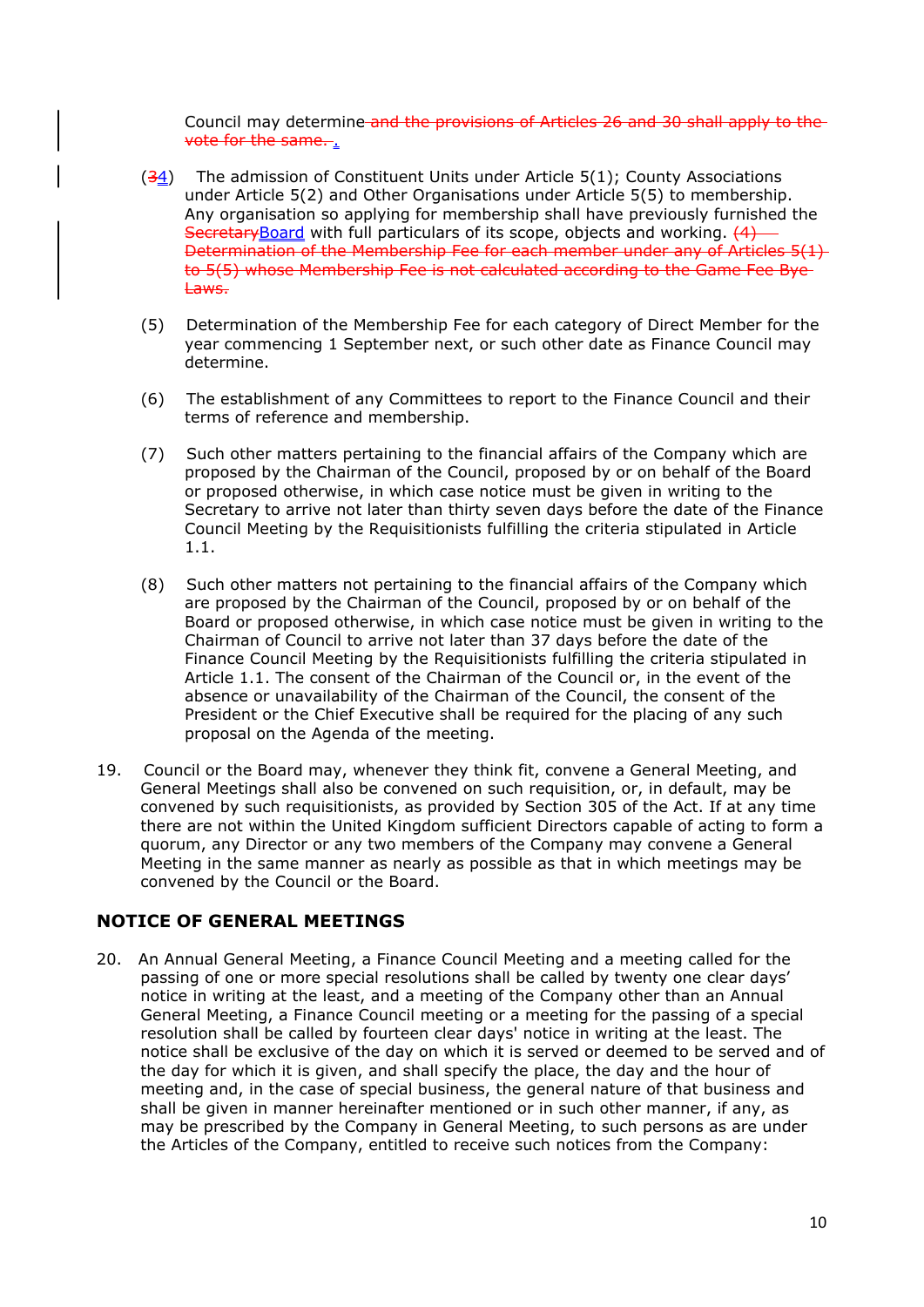Council may determine ~~and the provisions of Articles 26 and 30 shall apply to the vote for the same.~~ .

(~~3~~4) The admission of Constituent Units under Article 5(1); County Associations under Article 5(2) and Other Organisations under Article 5(5) to membership. Any organisation so applying for membership shall have previously furnished the ~~Secretary~~Board with full particulars of its scope, objects and working. ~~(4) Determination of the Membership Fee for each member under any of Articles 5(1) to 5(5) whose Membership Fee is not calculated according to the Game Fee Bye Laws.~~

(5) Determination of the Membership Fee for each category of Direct Member for the year commencing 1 September next, or such other date as Finance Council may determine.

(6) The establishment of any Committees to report to the Finance Council and their terms of reference and membership.

(7) Such other matters pertaining to the financial affairs of the Company which are proposed by the Chairman of the Council, proposed by or on behalf of the Board or proposed otherwise, in which case notice must be given in writing to the Secretary to arrive not later than thirty seven days before the date of the Finance Council Meeting by the Requisitionists fulfilling the criteria stipulated in Article 1.1.

(8) Such other matters not pertaining to the financial affairs of the Company which are proposed by the Chairman of the Council, proposed by or on behalf of the Board or proposed otherwise, in which case notice must be given in writing to the Chairman of Council to arrive not later than 37 days before the date of the Finance Council Meeting by the Requisitionists fulfilling the criteria stipulated in Article 1.1. The consent of the Chairman of the Council or, in the event of the absence or unavailability of the Chairman of the Council, the consent of the President or the Chief Executive shall be required for the placing of any such proposal on the Agenda of the meeting.

19. Council or the Board may, whenever they think fit, convene a General Meeting, and General Meetings shall also be convened on such requisition, or, in default, may be convened by such requisitionists, as provided by Section 305 of the Act. If at any time there are not within the United Kingdom sufficient Directors capable of acting to form a quorum, any Director or any two members of the Company may convene a General Meeting in the same manner as nearly as possible as that in which meetings may be convened by the Council or the Board.

## NOTICE OF GENERAL MEETINGS

20. An Annual General Meeting, a Finance Council Meeting and a meeting called for the passing of one or more special resolutions shall be called by twenty one clear days' notice in writing at the least, and a meeting of the Company other than an Annual General Meeting, a Finance Council meeting or a meeting for the passing of a special resolution shall be called by fourteen clear days' notice in writing at the least. The notice shall be exclusive of the day on which it is served or deemed to be served and of the day for which it is given, and shall specify the place, the day and the hour of meeting and, in the case of special business, the general nature of that business and shall be given in manner hereinafter mentioned or in such other manner, if any, as may be prescribed by the Company in General Meeting, to such persons as are under the Articles of the Company, entitled to receive such notices from the Company: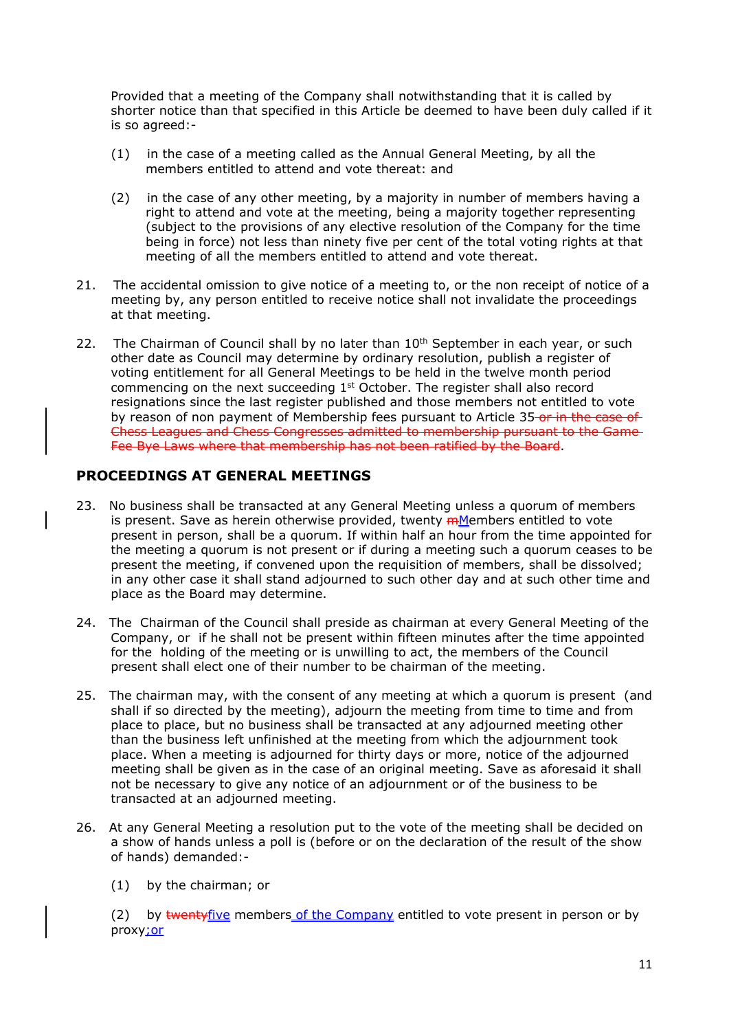Provided that a meeting of the Company shall notwithstanding that it is called by shorter notice than that specified in this Article be deemed to have been duly called if it is so agreed:-

(1) in the case of a meeting called as the Annual General Meeting, by all the members entitled to attend and vote thereat: and

(2) in the case of any other meeting, by a majority in number of members having a right to attend and vote at the meeting, being a majority together representing (subject to the provisions of any elective resolution of the Company for the time being in force) not less than ninety five per cent of the total voting rights at that meeting of all the members entitled to attend and vote thereat.

21. The accidental omission to give notice of a meeting to, or the non receipt of notice of a meeting by, any person entitled to receive notice shall not invalidate the proceedings at that meeting.

22. The Chairman of Council shall by no later than 10th September in each year, or such other date as Council may determine by ordinary resolution, publish a register of voting entitlement for all General Meetings to be held in the twelve month period commencing on the next succeeding 1st October. The register shall also record resignations since the last register published and those members not entitled to vote by reason of non payment of Membership fees pursuant to Article 35~~ or in the case of Chess Leagues and Chess Congresses admitted to membership pursuant to the Game Fee Bye Laws where that membership has not been ratified by the Board~~.

## PROCEEDINGS AT GENERAL MEETINGS

23. No business shall be transacted at any General Meeting unless a quorum of members is present. Save as herein otherwise provided, twenty ~~m~~Members entitled to vote present in person, shall be a quorum. If within half an hour from the time appointed for the meeting a quorum is not present or if during a meeting such a quorum ceases to be present the meeting, if convened upon the requisition of members, shall be dissolved; in any other case it shall stand adjourned to such other day and at such other time and place as the Board may determine.

24. The Chairman of the Council shall preside as chairman at every General Meeting of the Company, or if he shall not be present within fifteen minutes after the time appointed for the holding of the meeting or is unwilling to act, the members of the Council present shall elect one of their number to be chairman of the meeting.

25. The chairman may, with the consent of any meeting at which a quorum is present (and shall if so directed by the meeting), adjourn the meeting from time to time and from place to place, but no business shall be transacted at any adjourned meeting other than the business left unfinished at the meeting from which the adjournment took place. When a meeting is adjourned for thirty days or more, notice of the adjourned meeting shall be given as in the case of an original meeting. Save as aforesaid it shall not be necessary to give any notice of an adjournment or of the business to be transacted at an adjourned meeting.

26. At any General Meeting a resolution put to the vote of the meeting shall be decided on a show of hands unless a poll is (before or on the declaration of the result of the show of hands) demanded:-

(1) by the chairman; or

(2) by ~~twenty~~five members of the Company entitled to vote present in person or by proxy;or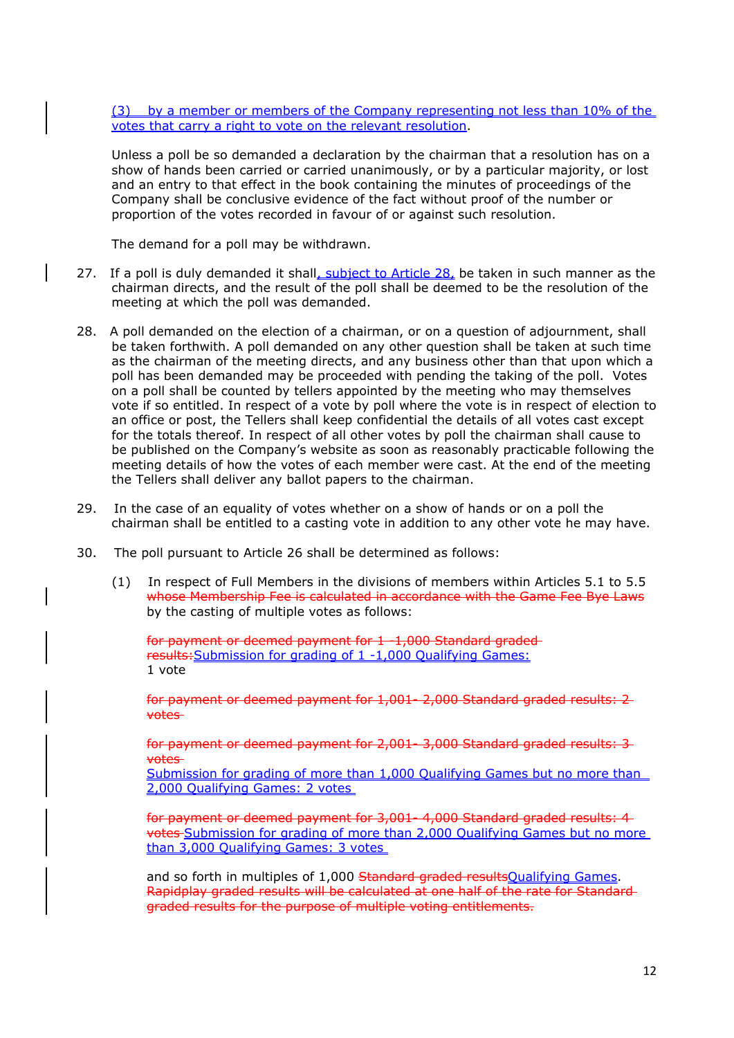(3) by a member or members of the Company representing not less than 10% of the votes that carry a right to vote on the relevant resolution.

Unless a poll be so demanded a declaration by the chairman that a resolution has on a show of hands been carried or carried unanimously, or by a particular majority, or lost and an entry to that effect in the book containing the minutes of proceedings of the Company shall be conclusive evidence of the fact without proof of the number or proportion of the votes recorded in favour of or against such resolution.

The demand for a poll may be withdrawn.

27. If a poll is duly demanded it shall, subject to Article 28, be taken in such manner as the chairman directs, and the result of the poll shall be deemed to be the resolution of the meeting at which the poll was demanded.

28. A poll demanded on the election of a chairman, or on a question of adjournment, shall be taken forthwith. A poll demanded on any other question shall be taken at such time as the chairman of the meeting directs, and any business other than that upon which a poll has been demanded may be proceeded with pending the taking of the poll. Votes on a poll shall be counted by tellers appointed by the meeting who may themselves vote if so entitled. In respect of a vote by poll where the vote is in respect of election to an office or post, the Tellers shall keep confidential the details of all votes cast except for the totals thereof. In respect of all other votes by poll the chairman shall cause to be published on the Company's website as soon as reasonably practicable following the meeting details of how the votes of each member were cast. At the end of the meeting the Tellers shall deliver any ballot papers to the chairman.

29. In the case of an equality of votes whether on a show of hands or on a poll the chairman shall be entitled to a casting vote in addition to any other vote he may have.

30. The poll pursuant to Article 26 shall be determined as follows:

(1) In respect of Full Members in the divisions of members within Articles 5.1 to 5.5 ~~whose Membership Fee is calculated in accordance with the Game Fee Bye Laws~~ by the casting of multiple votes as follows:

~~for payment or deemed payment for 1 -1,000 Standard graded results:~~Submission for grading of 1 -1,000 Qualifying Games:
1 vote

~~for payment or deemed payment for 1,001- 2,000 Standard graded results: 2 votes~~

~~for payment or deemed payment for 2,001- 3,000 Standard graded results: 3 votes~~
Submission for grading of more than 1,000 Qualifying Games but no more than 2,000 Qualifying Games: 2 votes

~~for payment or deemed payment for 3,001- 4,000 Standard graded results: 4 votes~~ Submission for grading of more than 2,000 Qualifying Games but no more than 3,000 Qualifying Games: 3 votes

and so forth in multiples of 1,000 ~~Standard graded results~~Qualifying Games. ~~Rapidplay graded results will be calculated at one half of the rate for Standard graded results for the purpose of multiple voting entitlements.~~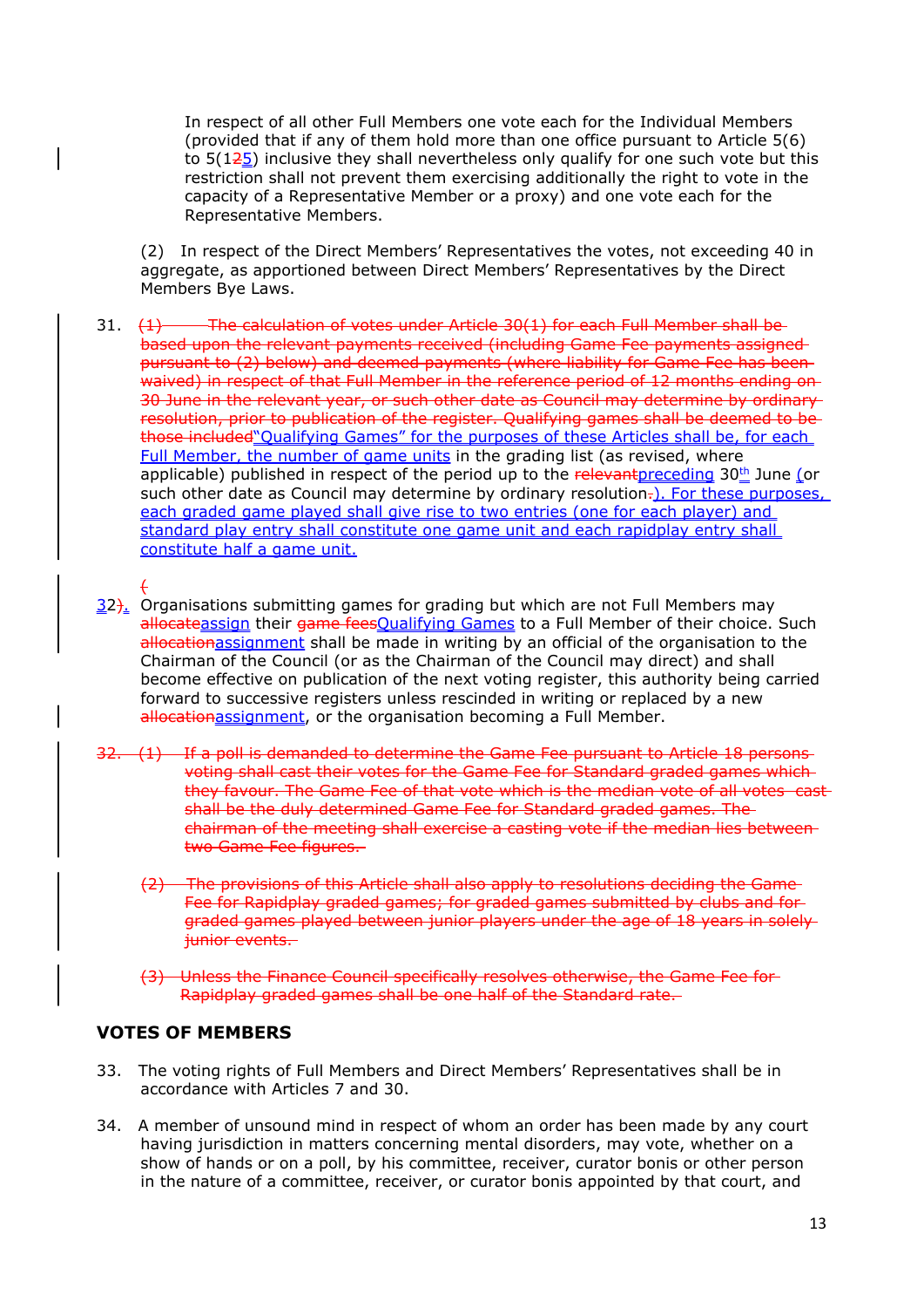In respect of all other Full Members one vote each for the Individual Members (provided that if any of them hold more than one office pursuant to Article 5(6) to 5(1~~2~~5) inclusive they shall nevertheless only qualify for one such vote but this restriction shall not prevent them exercising additionally the right to vote in the capacity of a Representative Member or a proxy) and one vote each for the Representative Members.

(2) In respect of the Direct Members' Representatives the votes, not exceeding 40 in aggregate, as apportioned between Direct Members' Representatives by the Direct Members Bye Laws.

31. ~~(1) The calculation of votes under Article 30(1) for each Full Member shall be based upon the relevant payments received (including Game Fee payments assigned pursuant to (2) below) and deemed payments (where liability for Game Fee has been waived) in respect of that Full Member in the reference period of 12 months ending on 30 June in the relevant year, or such other date as Council may determine by ordinary resolution, prior to publication of the register. Qualifying games shall be deemed to be those included~~"Qualifying Games" for the purposes of these Articles shall be, for each Full Member, the number of game units in the grading list (as revised, where applicable) published in respect of the period up to the ~~relevant~~preceding 30th June (or such other date as Council may determine by ordinary resolution~~.~~). For these purposes, each graded game played shall give rise to two entries (one for each player) and standard play entry shall constitute one game unit and each rapidplay entry shall constitute half a game unit.

~~(~~32~~)~~. Organisations submitting games for grading but which are not Full Members may ~~allocate~~assign their ~~game fees~~Qualifying Games to a Full Member of their choice. Such ~~allocation~~assignment shall be made in writing by an official of the organisation to the Chairman of the Council (or as the Chairman of the Council may direct) and shall become effective on publication of the next voting register, this authority being carried forward to successive registers unless rescinded in writing or replaced by a new ~~allocation~~assignment, or the organisation becoming a Full Member.

~~32. (1) If a poll is demanded to determine the Game Fee pursuant to Article 18 persons voting shall cast their votes for the Game Fee for Standard graded games which they favour. The Game Fee of that vote which is the median vote of all votes cast shall be the duly determined Game Fee for Standard graded games. The chairman of the meeting shall exercise a casting vote if the median lies between two Game Fee figures.~~

~~(2) The provisions of this Article shall also apply to resolutions deciding the Game Fee for Rapidplay graded games; for graded games submitted by clubs and for graded games played between junior players under the age of 18 years in solely junior events.~~

~~(3) Unless the Finance Council specifically resolves otherwise, the Game Fee for Rapidplay graded games shall be one half of the Standard rate.~~

## VOTES OF MEMBERS

33. The voting rights of Full Members and Direct Members' Representatives shall be in accordance with Articles 7 and 30.

34. A member of unsound mind in respect of whom an order has been made by any court having jurisdiction in matters concerning mental disorders, may vote, whether on a show of hands or on a poll, by his committee, receiver, curator bonis or other person in the nature of a committee, receiver, or curator bonis appointed by that court, and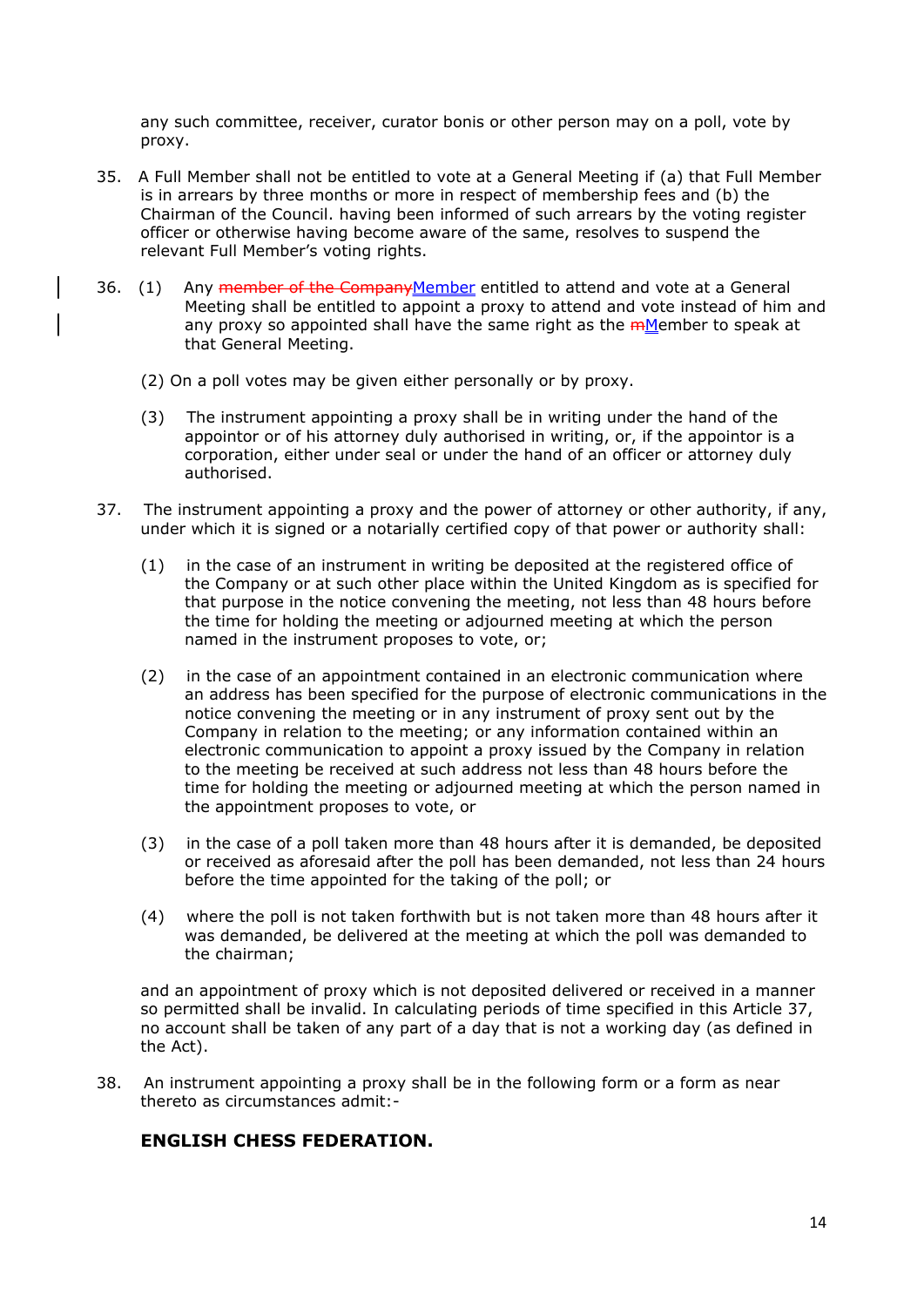any such committee, receiver, curator bonis or other person may on a poll, vote by proxy.

35. A Full Member shall not be entitled to vote at a General Meeting if (a) that Full Member is in arrears by three months or more in respect of membership fees and (b) the Chairman of the Council. having been informed of such arrears by the voting register officer or otherwise having become aware of the same, resolves to suspend the relevant Full Member's voting rights.

36. (1) Any ~~member of the Company~~Member entitled to attend and vote at a General Meeting shall be entitled to appoint a proxy to attend and vote instead of him and any proxy so appointed shall have the same right as the ~~m~~Member to speak at that General Meeting.

(2) On a poll votes may be given either personally or by proxy.

(3) The instrument appointing a proxy shall be in writing under the hand of the appointor or of his attorney duly authorised in writing, or, if the appointor is a corporation, either under seal or under the hand of an officer or attorney duly authorised.

37. The instrument appointing a proxy and the power of attorney or other authority, if any, under which it is signed or a notarially certified copy of that power or authority shall:

(1) in the case of an instrument in writing be deposited at the registered office of the Company or at such other place within the United Kingdom as is specified for that purpose in the notice convening the meeting, not less than 48 hours before the time for holding the meeting or adjourned meeting at which the person named in the instrument proposes to vote, or;

(2) in the case of an appointment contained in an electronic communication where an address has been specified for the purpose of electronic communications in the notice convening the meeting or in any instrument of proxy sent out by the Company in relation to the meeting; or any information contained within an electronic communication to appoint a proxy issued by the Company in relation to the meeting be received at such address not less than 48 hours before the time for holding the meeting or adjourned meeting at which the person named in the appointment proposes to vote, or

(3) in the case of a poll taken more than 48 hours after it is demanded, be deposited or received as aforesaid after the poll has been demanded, not less than 24 hours before the time appointed for the taking of the poll; or

(4) where the poll is not taken forthwith but is not taken more than 48 hours after it was demanded, be delivered at the meeting at which the poll was demanded to the chairman;

and an appointment of proxy which is not deposited delivered or received in a manner so permitted shall be invalid. In calculating periods of time specified in this Article 37, no account shall be taken of any part of a day that is not a working day (as defined in the Act).

38. An instrument appointing a proxy shall be in the following form or a form as near thereto as circumstances admit:-

**ENGLISH CHESS FEDERATION.**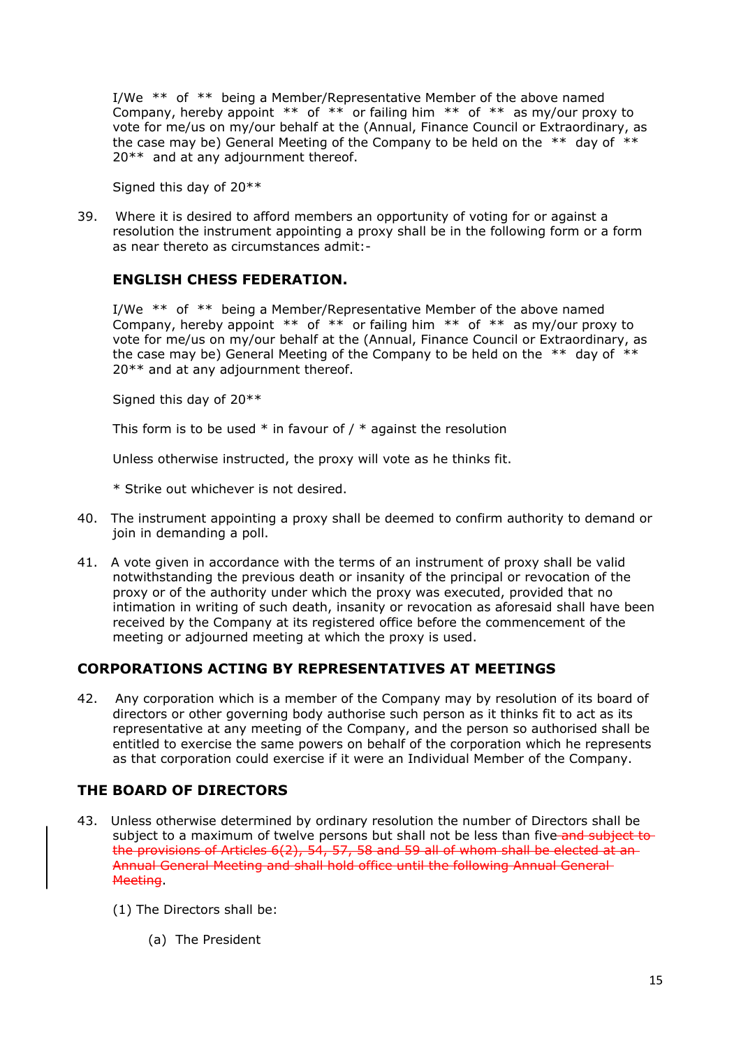I/We ** of ** being a Member/Representative Member of the above named Company, hereby appoint ** of ** or failing him ** of ** as my/our proxy to vote for me/us on my/our behalf at the (Annual, Finance Council or Extraordinary, as the case may be) General Meeting of the Company to be held on the ** day of ** 20** and at any adjournment thereof.

Signed this day of 20**

39. Where it is desired to afford members an opportunity of voting for or against a resolution the instrument appointing a proxy shall be in the following form or a form as near thereto as circumstances admit:-

**ENGLISH CHESS FEDERATION.**

I/We ** of ** being a Member/Representative Member of the above named Company, hereby appoint ** of ** or failing him ** of ** as my/our proxy to vote for me/us on my/our behalf at the (Annual, Finance Council or Extraordinary, as the case may be) General Meeting of the Company to be held on the ** day of ** 20** and at any adjournment thereof.

Signed this day of 20**

This form is to be used * in favour of / * against the resolution

Unless otherwise instructed, the proxy will vote as he thinks fit.

* Strike out whichever is not desired.

40. The instrument appointing a proxy shall be deemed to confirm authority to demand or join in demanding a poll.

41. A vote given in accordance with the terms of an instrument of proxy shall be valid notwithstanding the previous death or insanity of the principal or revocation of the proxy or of the authority under which the proxy was executed, provided that no intimation in writing of such death, insanity or revocation as aforesaid shall have been received by the Company at its registered office before the commencement of the meeting or adjourned meeting at which the proxy is used.

## CORPORATIONS ACTING BY REPRESENTATIVES AT MEETINGS

42. Any corporation which is a member of the Company may by resolution of its board of directors or other governing body authorise such person as it thinks fit to act as its representative at any meeting of the Company, and the person so authorised shall be entitled to exercise the same powers on behalf of the corporation which he represents as that corporation could exercise if it were an Individual Member of the Company.

## THE BOARD OF DIRECTORS

43. Unless otherwise determined by ordinary resolution the number of Directors shall be subject to a maximum of twelve persons but shall not be less than five ~~and subject to the provisions of Articles 6(2), 54, 57, 58 and 59 all of whom shall be elected at an Annual General Meeting and shall hold office until the following Annual General Meeting~~.

    (1) The Directors shall be:

        (a) The President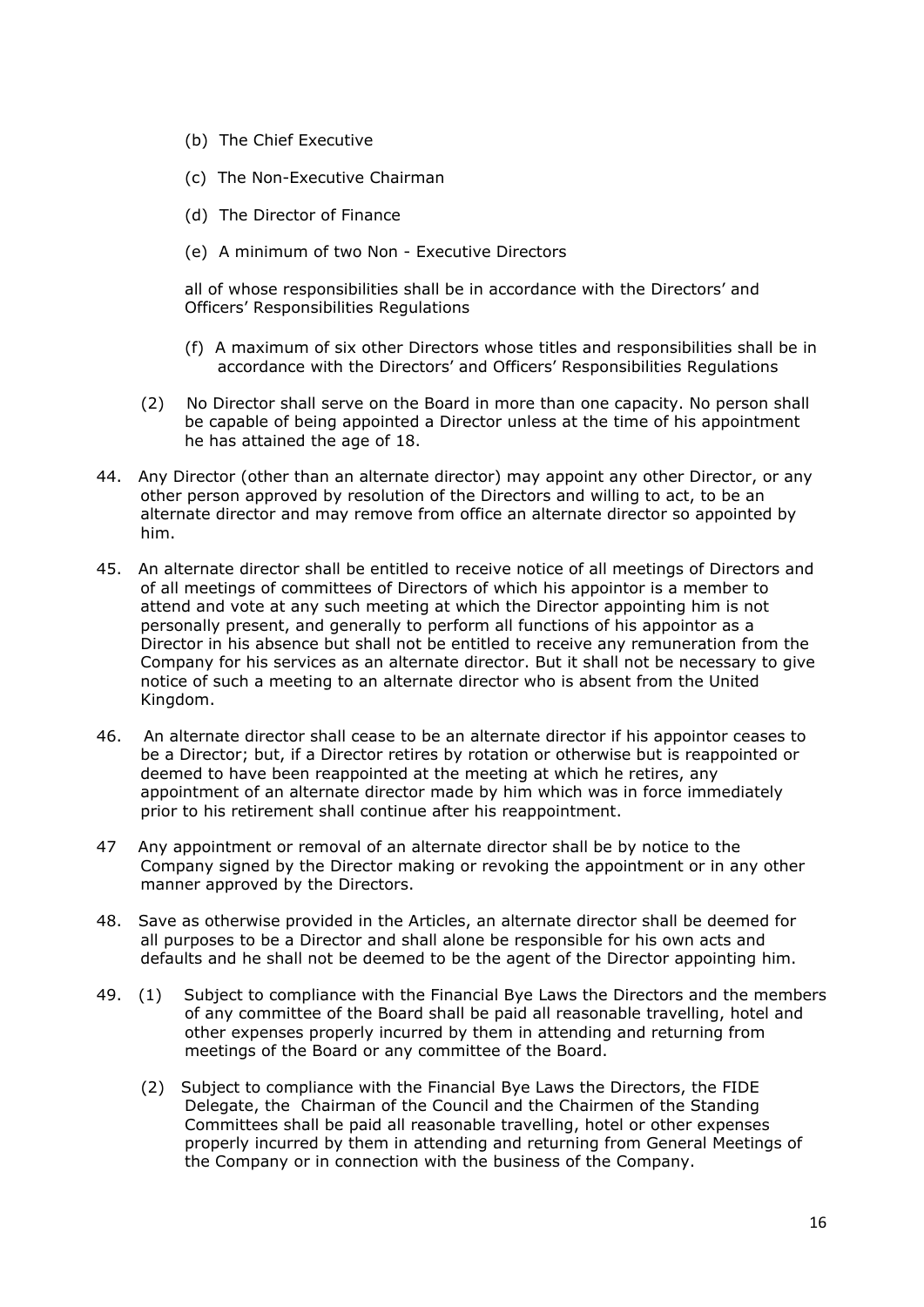(b) The Chief Executive

(c) The Non-Executive Chairman

(d) The Director of Finance

(e) A minimum of two Non - Executive Directors

all of whose responsibilities shall be in accordance with the Directors' and Officers' Responsibilities Regulations

(f) A maximum of six other Directors whose titles and responsibilities shall be in accordance with the Directors' and Officers' Responsibilities Regulations

(2) No Director shall serve on the Board in more than one capacity. No person shall be capable of being appointed a Director unless at the time of his appointment he has attained the age of 18.

44. Any Director (other than an alternate director) may appoint any other Director, or any other person approved by resolution of the Directors and willing to act, to be an alternate director and may remove from office an alternate director so appointed by him.

45. An alternate director shall be entitled to receive notice of all meetings of Directors and of all meetings of committees of Directors of which his appointor is a member to attend and vote at any such meeting at which the Director appointing him is not personally present, and generally to perform all functions of his appointor as a Director in his absence but shall not be entitled to receive any remuneration from the Company for his services as an alternate director. But it shall not be necessary to give notice of such a meeting to an alternate director who is absent from the United Kingdom.

46. An alternate director shall cease to be an alternate director if his appointor ceases to be a Director; but, if a Director retires by rotation or otherwise but is reappointed or deemed to have been reappointed at the meeting at which he retires, any appointment of an alternate director made by him which was in force immediately prior to his retirement shall continue after his reappointment.

47 Any appointment or removal of an alternate director shall be by notice to the Company signed by the Director making or revoking the appointment or in any other manner approved by the Directors.

48. Save as otherwise provided in the Articles, an alternate director shall be deemed for all purposes to be a Director and shall alone be responsible for his own acts and defaults and he shall not be deemed to be the agent of the Director appointing him.

49. (1) Subject to compliance with the Financial Bye Laws the Directors and the members of any committee of the Board shall be paid all reasonable travelling, hotel and other expenses properly incurred by them in attending and returning from meetings of the Board or any committee of the Board.

(2) Subject to compliance with the Financial Bye Laws the Directors, the FIDE Delegate, the Chairman of the Council and the Chairmen of the Standing Committees shall be paid all reasonable travelling, hotel or other expenses properly incurred by them in attending and returning from General Meetings of the Company or in connection with the business of the Company.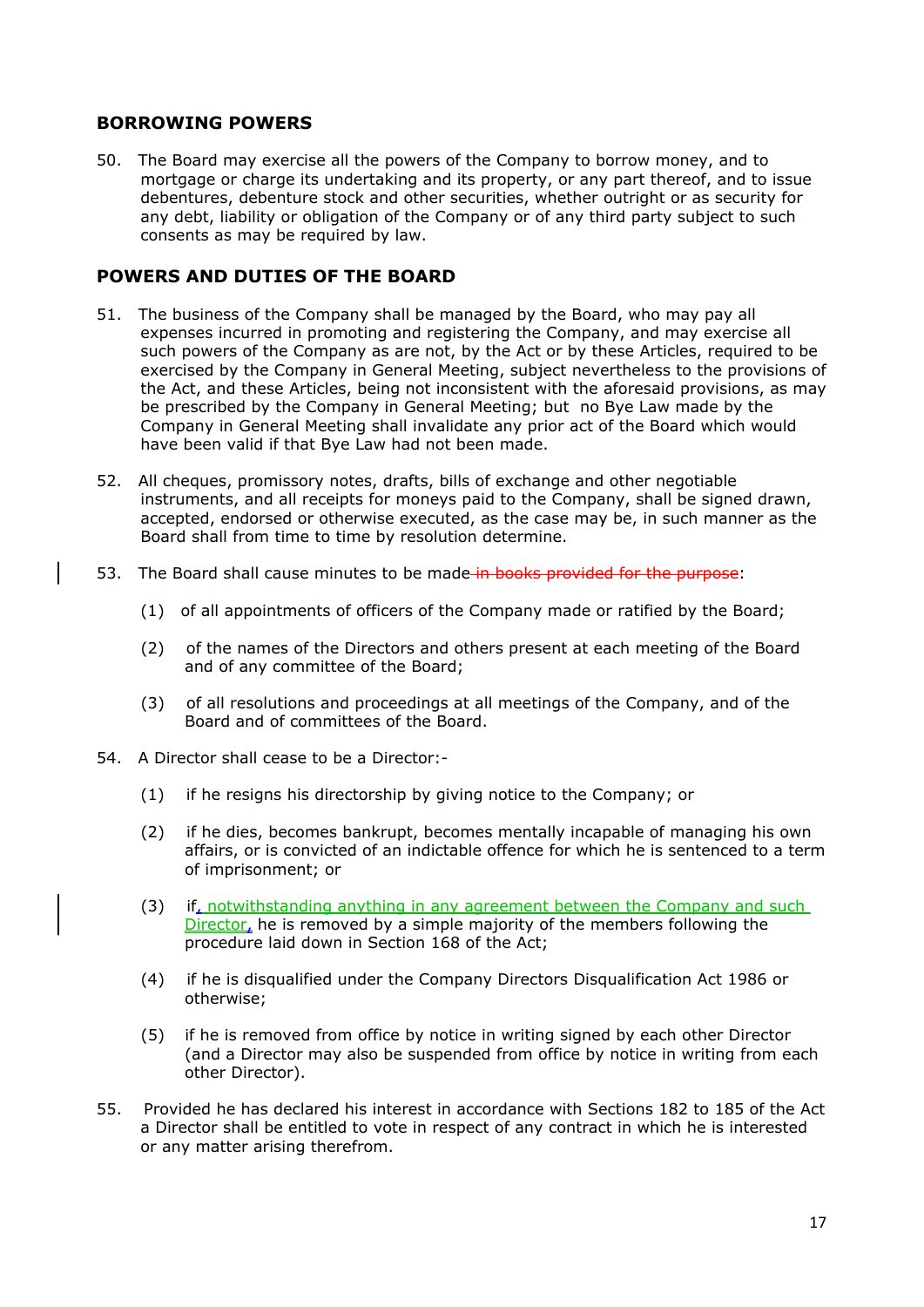## BORROWING POWERS

50. The Board may exercise all the powers of the Company to borrow money, and to mortgage or charge its undertaking and its property, or any part thereof, and to issue debentures, debenture stock and other securities, whether outright or as security for any debt, liability or obligation of the Company or of any third party subject to such consents as may be required by law.

## POWERS AND DUTIES OF THE BOARD

51. The business of the Company shall be managed by the Board, who may pay all expenses incurred in promoting and registering the Company, and may exercise all such powers of the Company as are not, by the Act or by these Articles, required to be exercised by the Company in General Meeting, subject nevertheless to the provisions of the Act, and these Articles, being not inconsistent with the aforesaid provisions, as may be prescribed by the Company in General Meeting; but no Bye Law made by the Company in General Meeting shall invalidate any prior act of the Board which would have been valid if that Bye Law had not been made.

52. All cheques, promissory notes, drafts, bills of exchange and other negotiable instruments, and all receipts for moneys paid to the Company, shall be signed drawn, accepted, endorsed or otherwise executed, as the case may be, in such manner as the Board shall from time to time by resolution determine.

53. The Board shall cause minutes to be made ~~in books provided for the purpose~~:

    (1) of all appointments of officers of the Company made or ratified by the Board;

    (2) of the names of the Directors and others present at each meeting of the Board and of any committee of the Board;

    (3) of all resolutions and proceedings at all meetings of the Company, and of the Board and of committees of the Board.

54. A Director shall cease to be a Director:-

    (1) if he resigns his directorship by giving notice to the Company; or

    (2) if he dies, becomes bankrupt, becomes mentally incapable of managing his own affairs, or is convicted of an indictable offence for which he is sentenced to a term of imprisonment; or

    (3) if, notwithstanding anything in any agreement between the Company and such Director, he is removed by a simple majority of the members following the procedure laid down in Section 168 of the Act;

    (4) if he is disqualified under the Company Directors Disqualification Act 1986 or otherwise;

    (5) if he is removed from office by notice in writing signed by each other Director (and a Director may also be suspended from office by notice in writing from each other Director).

55. Provided he has declared his interest in accordance with Sections 182 to 185 of the Act a Director shall be entitled to vote in respect of any contract in which he is interested or any matter arising therefrom.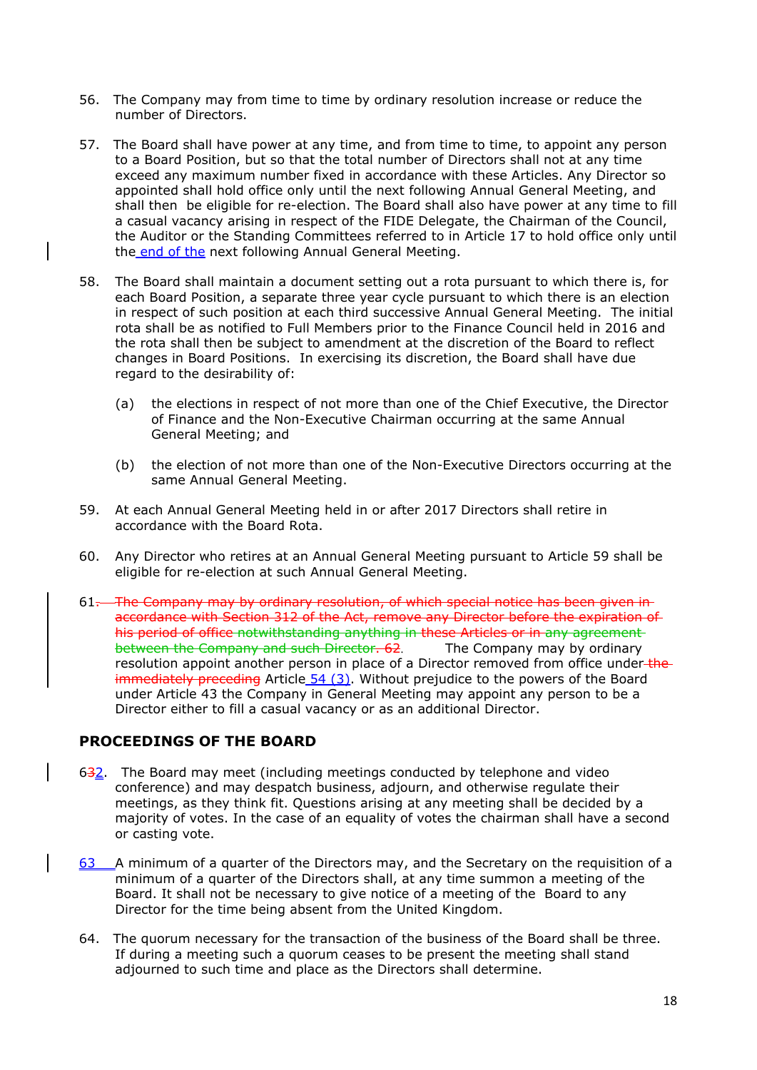56. The Company may from time to time by ordinary resolution increase or reduce the number of Directors.

57. The Board shall have power at any time, and from time to time, to appoint any person to a Board Position, but so that the total number of Directors shall not at any time exceed any maximum number fixed in accordance with these Articles. Any Director so appointed shall hold office only until the next following Annual General Meeting, and shall then be eligible for re-election. The Board shall also have power at any time to fill a casual vacancy arising in respect of the FIDE Delegate, the Chairman of the Council, the Auditor or the Standing Committees referred to in Article 17 to hold office only until the end of the next following Annual General Meeting.

58. The Board shall maintain a document setting out a rota pursuant to which there is, for each Board Position, a separate three year cycle pursuant to which there is an election in respect of such position at each third successive Annual General Meeting. The initial rota shall be as notified to Full Members prior to the Finance Council held in 2016 and the rota shall then be subject to amendment at the discretion of the Board to reflect changes in Board Positions. In exercising its discretion, the Board shall have due regard to the desirability of:

   (a) the elections in respect of not more than one of the Chief Executive, the Director of Finance and the Non-Executive Chairman occurring at the same Annual General Meeting; and

   (b) the election of not more than one of the Non-Executive Directors occurring at the same Annual General Meeting.

59. At each Annual General Meeting held in or after 2017 Directors shall retire in accordance with the Board Rota.

60. Any Director who retires at an Annual General Meeting pursuant to Article 59 shall be eligible for re-election at such Annual General Meeting.

61~~. The Company may by ordinary resolution, of which special notice has been given in accordance with Section 312 of the Act, remove any Director before the expiration of his period of office notwithstanding anything in these Articles or in any agreement between the Company and such Director. 62~~. The Company may by ordinary resolution appoint another person in place of a Director removed from office under ~~the immediately preceding~~ Article 54 (3). Without prejudice to the powers of the Board under Article 43 the Company in General Meeting may appoint any person to be a Director either to fill a casual vacancy or as an additional Director.

## PROCEEDINGS OF THE BOARD

6~~3~~2. The Board may meet (including meetings conducted by telephone and video conference) and may despatch business, adjourn, and otherwise regulate their meetings, as they think fit. Questions arising at any meeting shall be decided by a majority of votes. In the case of an equality of votes the chairman shall have a second or casting vote.

63 A minimum of a quarter of the Directors may, and the Secretary on the requisition of a minimum of a quarter of the Directors shall, at any time summon a meeting of the Board. It shall not be necessary to give notice of a meeting of the Board to any Director for the time being absent from the United Kingdom.

64. The quorum necessary for the transaction of the business of the Board shall be three. If during a meeting such a quorum ceases to be present the meeting shall stand adjourned to such time and place as the Directors shall determine.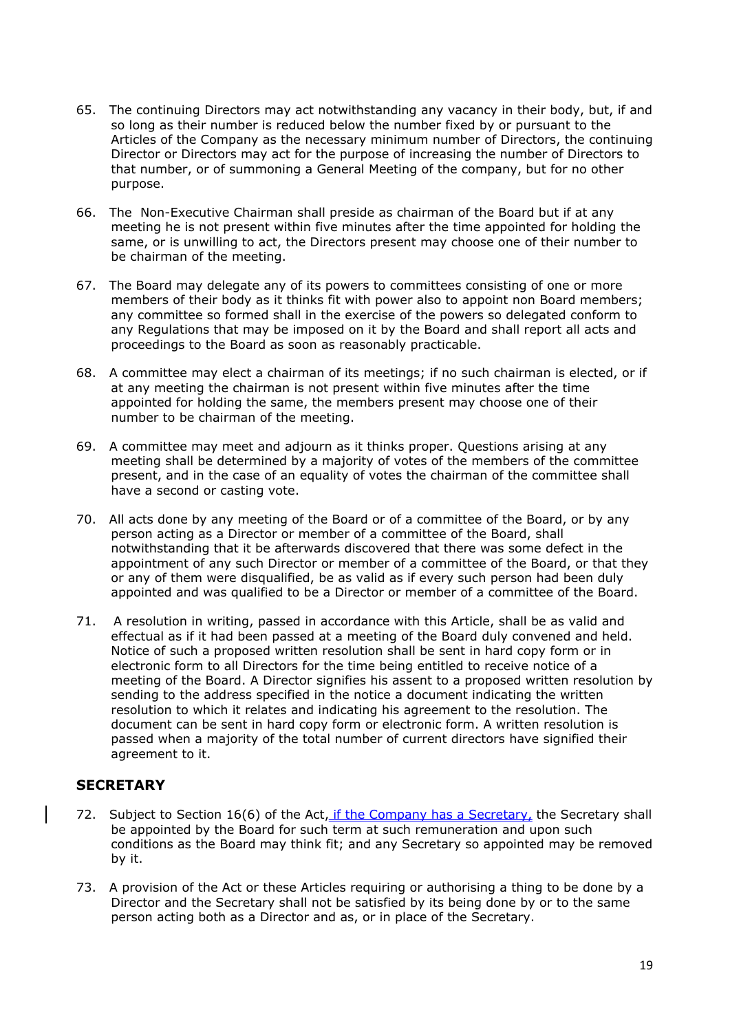65. The continuing Directors may act notwithstanding any vacancy in their body, but, if and so long as their number is reduced below the number fixed by or pursuant to the Articles of the Company as the necessary minimum number of Directors, the continuing Director or Directors may act for the purpose of increasing the number of Directors to that number, or of summoning a General Meeting of the company, but for no other purpose.

66. The Non-Executive Chairman shall preside as chairman of the Board but if at any meeting he is not present within five minutes after the time appointed for holding the same, or is unwilling to act, the Directors present may choose one of their number to be chairman of the meeting.

67. The Board may delegate any of its powers to committees consisting of one or more members of their body as it thinks fit with power also to appoint non Board members; any committee so formed shall in the exercise of the powers so delegated conform to any Regulations that may be imposed on it by the Board and shall report all acts and proceedings to the Board as soon as reasonably practicable.

68. A committee may elect a chairman of its meetings; if no such chairman is elected, or if at any meeting the chairman is not present within five minutes after the time appointed for holding the same, the members present may choose one of their number to be chairman of the meeting.

69. A committee may meet and adjourn as it thinks proper. Questions arising at any meeting shall be determined by a majority of votes of the members of the committee present, and in the case of an equality of votes the chairman of the committee shall have a second or casting vote.

70. All acts done by any meeting of the Board or of a committee of the Board, or by any person acting as a Director or member of a committee of the Board, shall notwithstanding that it be afterwards discovered that there was some defect in the appointment of any such Director or member of a committee of the Board, or that they or any of them were disqualified, be as valid as if every such person had been duly appointed and was qualified to be a Director or member of a committee of the Board.

71. A resolution in writing, passed in accordance with this Article, shall be as valid and effectual as if it had been passed at a meeting of the Board duly convened and held. Notice of such a proposed written resolution shall be sent in hard copy form or in electronic form to all Directors for the time being entitled to receive notice of a meeting of the Board. A Director signifies his assent to a proposed written resolution by sending to the address specified in the notice a document indicating the written resolution to which it relates and indicating his agreement to the resolution. The document can be sent in hard copy form or electronic form. A written resolution is passed when a majority of the total number of current directors have signified their agreement to it.

## SECRETARY

72. Subject to Section 16(6) of the Act, if the Company has a Secretary, the Secretary shall be appointed by the Board for such term at such remuneration and upon such conditions as the Board may think fit; and any Secretary so appointed may be removed by it.

73. A provision of the Act or these Articles requiring or authorising a thing to be done by a Director and the Secretary shall not be satisfied by its being done by or to the same person acting both as a Director and as, or in place of the Secretary.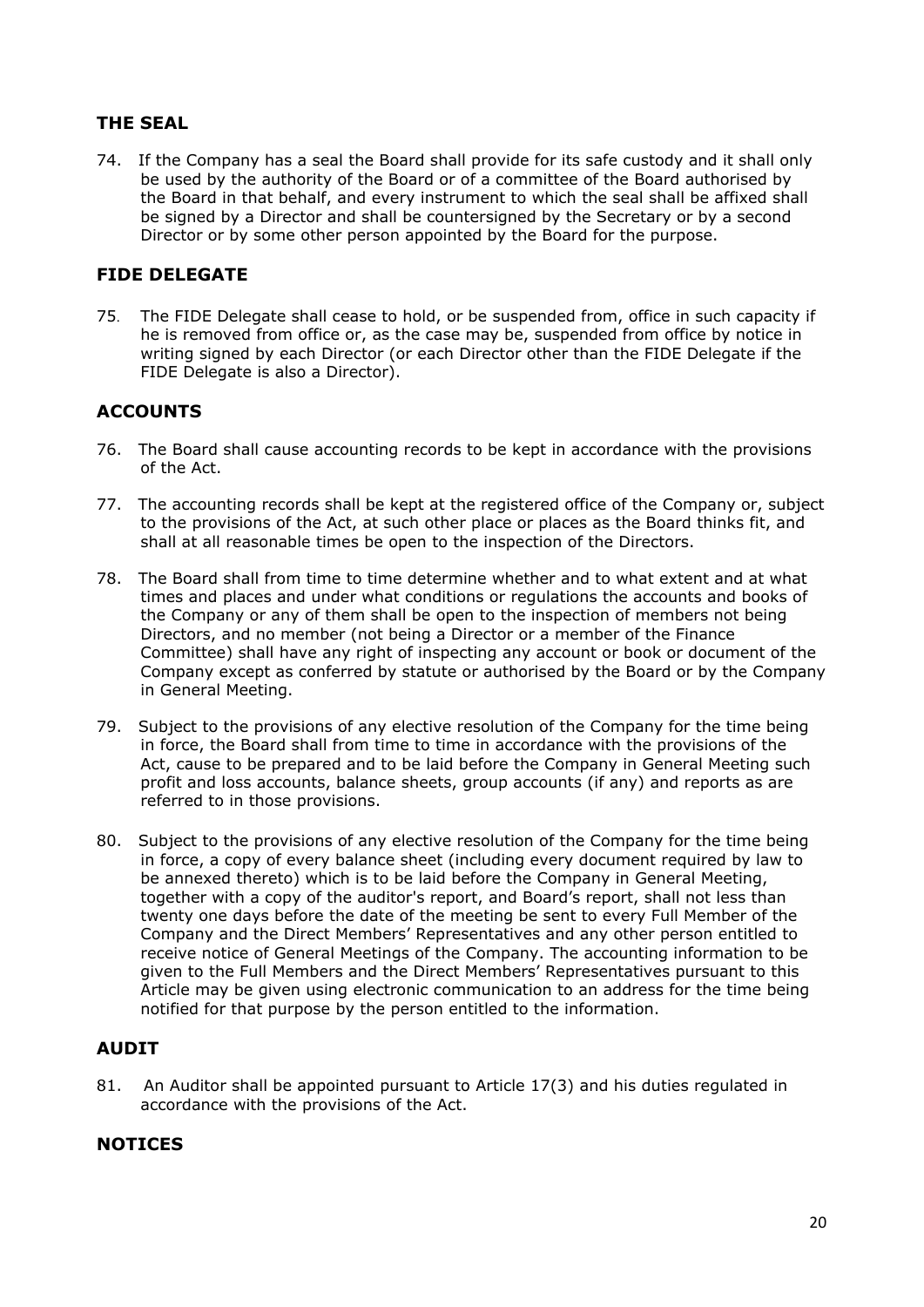## THE SEAL

74. If the Company has a seal the Board shall provide for its safe custody and it shall only be used by the authority of the Board or of a committee of the Board authorised by the Board in that behalf, and every instrument to which the seal shall be affixed shall be signed by a Director and shall be countersigned by the Secretary or by a second Director or by some other person appointed by the Board for the purpose.

## FIDE DELEGATE

75. The FIDE Delegate shall cease to hold, or be suspended from, office in such capacity if he is removed from office or, as the case may be, suspended from office by notice in writing signed by each Director (or each Director other than the FIDE Delegate if the FIDE Delegate is also a Director).

## ACCOUNTS

76. The Board shall cause accounting records to be kept in accordance with the provisions of the Act.

77. The accounting records shall be kept at the registered office of the Company or, subject to the provisions of the Act, at such other place or places as the Board thinks fit, and shall at all reasonable times be open to the inspection of the Directors.

78. The Board shall from time to time determine whether and to what extent and at what times and places and under what conditions or regulations the accounts and books of the Company or any of them shall be open to the inspection of members not being Directors, and no member (not being a Director or a member of the Finance Committee) shall have any right of inspecting any account or book or document of the Company except as conferred by statute or authorised by the Board or by the Company in General Meeting.

79. Subject to the provisions of any elective resolution of the Company for the time being in force, the Board shall from time to time in accordance with the provisions of the Act, cause to be prepared and to be laid before the Company in General Meeting such profit and loss accounts, balance sheets, group accounts (if any) and reports as are referred to in those provisions.

80. Subject to the provisions of any elective resolution of the Company for the time being in force, a copy of every balance sheet (including every document required by law to be annexed thereto) which is to be laid before the Company in General Meeting, together with a copy of the auditor's report, and Board's report, shall not less than twenty one days before the date of the meeting be sent to every Full Member of the Company and the Direct Members' Representatives and any other person entitled to receive notice of General Meetings of the Company. The accounting information to be given to the Full Members and the Direct Members' Representatives pursuant to this Article may be given using electronic communication to an address for the time being notified for that purpose by the person entitled to the information.

## AUDIT

81. An Auditor shall be appointed pursuant to Article 17(3) and his duties regulated in accordance with the provisions of the Act.

## NOTICES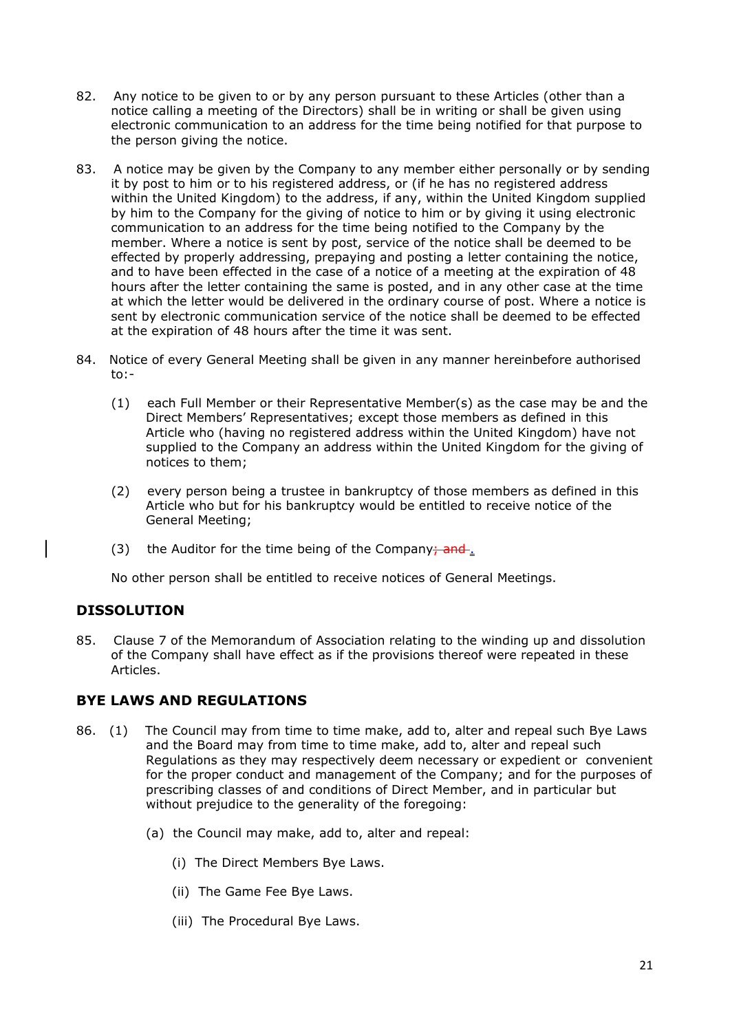82. Any notice to be given to or by any person pursuant to these Articles (other than a notice calling a meeting of the Directors) shall be in writing or shall be given using electronic communication to an address for the time being notified for that purpose to the person giving the notice.

83. A notice may be given by the Company to any member either personally or by sending it by post to him or to his registered address, or (if he has no registered address within the United Kingdom) to the address, if any, within the United Kingdom supplied by him to the Company for the giving of notice to him or by giving it using electronic communication to an address for the time being notified to the Company by the member. Where a notice is sent by post, service of the notice shall be deemed to be effected by properly addressing, prepaying and posting a letter containing the notice, and to have been effected in the case of a notice of a meeting at the expiration of 48 hours after the letter containing the same is posted, and in any other case at the time at which the letter would be delivered in the ordinary course of post. Where a notice is sent by electronic communication service of the notice shall be deemed to be effected at the expiration of 48 hours after the time it was sent.

84. Notice of every General Meeting shall be given in any manner hereinbefore authorised to:-

   (1) each Full Member or their Representative Member(s) as the case may be and the Direct Members' Representatives; except those members as defined in this Article who (having no registered address within the United Kingdom) have not supplied to the Company an address within the United Kingdom for the giving of notices to them;

   (2) every person being a trustee in bankruptcy of those members as defined in this Article who but for his bankruptcy would be entitled to receive notice of the General Meeting;

   (3) the Auditor for the time being of the Company~~; and~~ .

   No other person shall be entitled to receive notices of General Meetings.

## DISSOLUTION

85. Clause 7 of the Memorandum of Association relating to the winding up and dissolution of the Company shall have effect as if the provisions thereof were repeated in these Articles.

## BYE LAWS AND REGULATIONS

86. (1) The Council may from time to time make, add to, alter and repeal such Bye Laws and the Board may from time to time make, add to, alter and repeal such Regulations as they may respectively deem necessary or expedient or convenient for the proper conduct and management of the Company; and for the purposes of prescribing classes of and conditions of Direct Member, and in particular but without prejudice to the generality of the foregoing:

   (a) the Council may make, add to, alter and repeal:

      (i) The Direct Members Bye Laws.

      (ii) The Game Fee Bye Laws.

      (iii) The Procedural Bye Laws.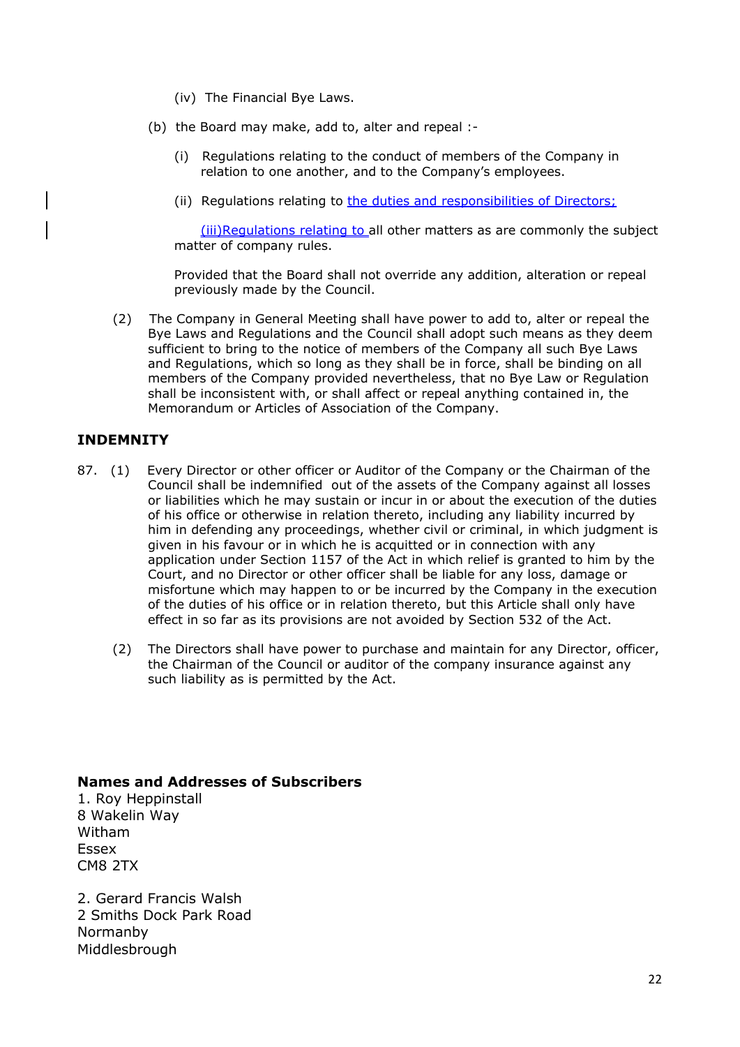(iv) The Financial Bye Laws.

(b) the Board may make, add to, alter and repeal :-

(i) Regulations relating to the conduct of members of the Company in relation to one another, and to the Company's employees.

(ii) Regulations relating to the duties and responsibilities of Directors;

(iii)Regulations relating to all other matters as are commonly the subject matter of company rules.

Provided that the Board shall not override any addition, alteration or repeal previously made by the Council.

(2) The Company in General Meeting shall have power to add to, alter or repeal the Bye Laws and Regulations and the Council shall adopt such means as they deem sufficient to bring to the notice of members of the Company all such Bye Laws and Regulations, which so long as they shall be in force, shall be binding on all members of the Company provided nevertheless, that no Bye Law or Regulation shall be inconsistent with, or shall affect or repeal anything contained in, the Memorandum or Articles of Association of the Company.

## INDEMNITY

87. (1) Every Director or other officer or Auditor of the Company or the Chairman of the Council shall be indemnified out of the assets of the Company against all losses or liabilities which he may sustain or incur in or about the execution of the duties of his office or otherwise in relation thereto, including any liability incurred by him in defending any proceedings, whether civil or criminal, in which judgment is given in his favour or in which he is acquitted or in connection with any application under Section 1157 of the Act in which relief is granted to him by the Court, and no Director or other officer shall be liable for any loss, damage or misfortune which may happen to or be incurred by the Company in the execution of the duties of his office or in relation thereto, but this Article shall only have effect in so far as its provisions are not avoided by Section 532 of the Act.

(2) The Directors shall have power to purchase and maintain for any Director, officer, the Chairman of the Council or auditor of the company insurance against any such liability as is permitted by the Act.

**Names and Addresses of Subscribers**

1. Roy Heppinstall
8 Wakelin Way
Witham
Essex
CM8 2TX

2. Gerard Francis Walsh
2 Smiths Dock Park Road
Normanby
Middlesbrough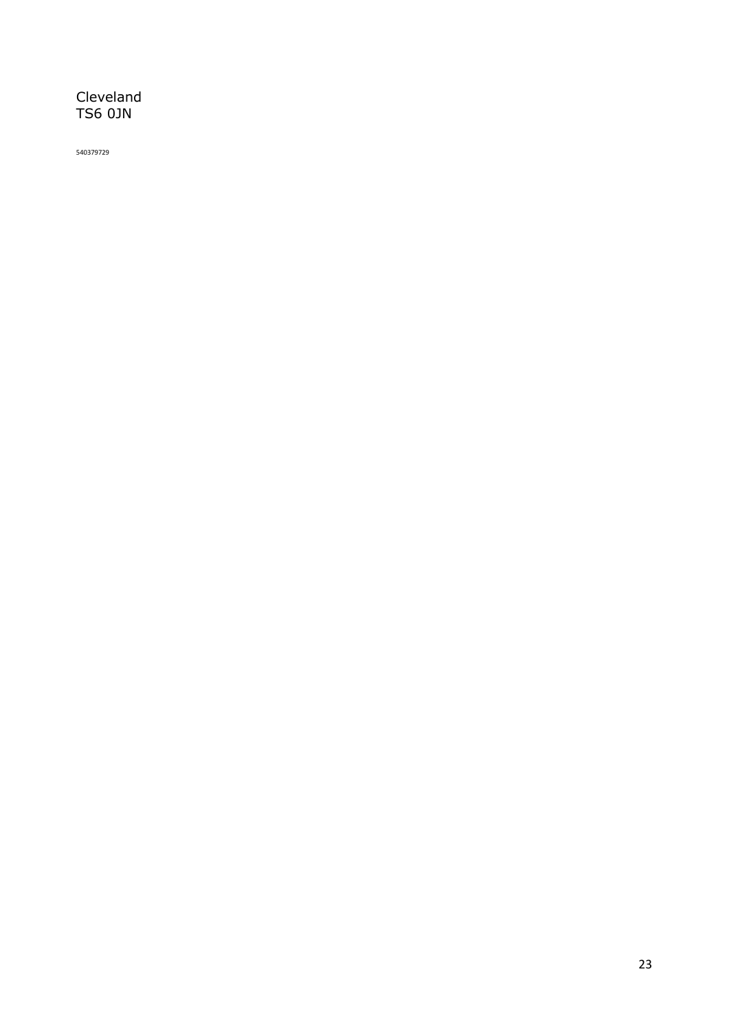Cleveland
TS6 0JN

540379729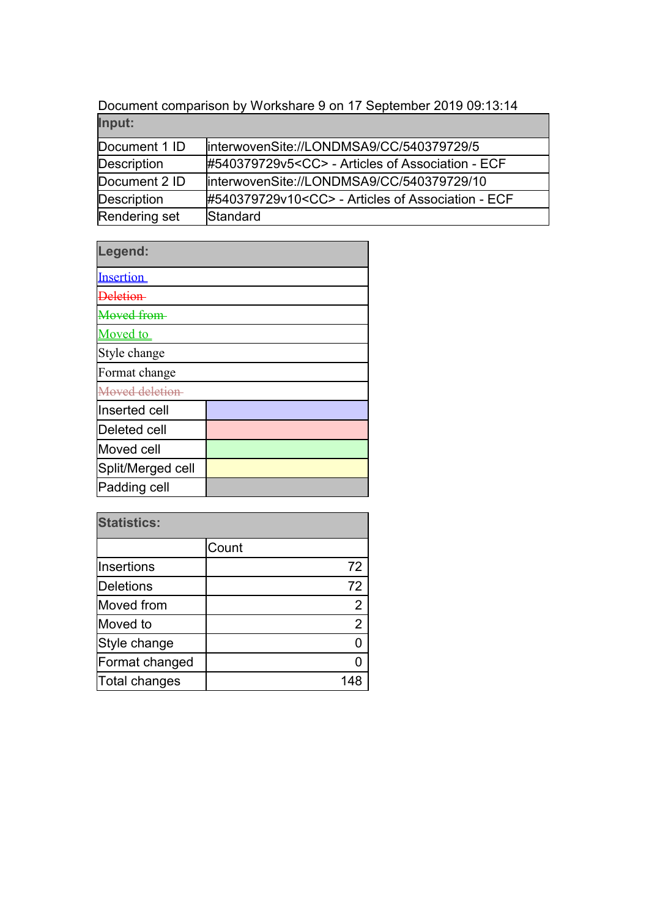Document comparison by Workshare 9 on 17 September 2019 09:13:14

| **Input:** | |
|---|---|
| Document 1 ID | interwovenSite://LONDMSA9/CC/540379729/5 |
| Description | #540379729v5<CC> - Articles of Association - ECF |
| Document 2 ID | interwovenSite://LONDMSA9/CC/540379729/10 |
| Description | #540379729v10<CC> - Articles of Association - ECF |
| Rendering set | Standard |

| **Legend:** | |
|---|---|
| Insertion | |
| ~~Deletion~~ | |
| ~~Moved from~~ | |
| Moved to | |
| Style change | |
| Format change | |
| ~~Moved deletion~~ | |
| Inserted cell | |
| Deleted cell | |
| Moved cell | |
| Split/Merged cell | |
| Padding cell | |

| **Statistics:** | |
|---|---|
| | Count |
| Insertions | 72 |
| Deletions | 72 |
| Moved from | 2 |
| Moved to | 2 |
| Style change | 0 |
| Format changed | 0 |
| Total changes | 148 |